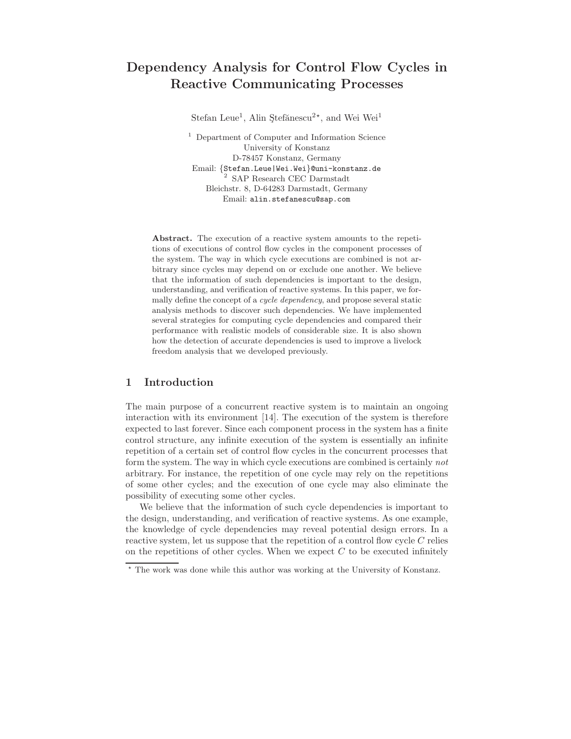# Dependency Analysis for Control Flow Cycles in Reactive Communicating Processes

Stefan Leue[1], Alin Ştefănescu[2]*, and Wei Wei[1]

[1] Department of Computer and Information Science
University of Konstanz
D-78457 Konstanz, Germany
Email: {Stefan.Leue|Wei.Wei}@uni-konstanz.de

[2] SAP Research CEC Darmstadt
Bleichstr. 8, D-64283 Darmstadt, Germany
Email: alin.stefanescu@sap.com

**Abstract.** The execution of a reactive system amounts to the repetitions of executions of control flow cycles in the component processes of the system. The way in which cycle executions are combined is not arbitrary since cycles may depend on or exclude one another. We believe that the information of such dependencies is important to the design, understanding, and verification of reactive systems. In this paper, we formally define the concept of a *cycle dependency*, and propose several static analysis methods to discover such dependencies. We have implemented several strategies for computing cycle dependencies and compared their performance with realistic models of considerable size. It is also shown how the detection of accurate dependencies is used to improve a livelock freedom analysis that we developed previously.

## 1 Introduction

The main purpose of a concurrent reactive system is to maintain an ongoing interaction with its environment [14]. The execution of the system is therefore expected to last forever. Since each component process in the system has a finite control structure, any infinite execution of the system is essentially an infinite repetition of a certain set of control flow cycles in the concurrent processes that form the system. The way in which cycle executions are combined is certainly *not* arbitrary. For instance, the repetition of one cycle may rely on the repetitions of some other cycles; and the execution of one cycle may also eliminate the possibility of executing some other cycles.

We believe that the information of such cycle dependencies is important to the design, understanding, and verification of reactive systems. As one example, the knowledge of cycle dependencies may reveal potential design errors. In a reactive system, let us suppose that the repetition of a control flow cycle $C$ relies on the repetitions of other cycles. When we expect $C$ to be executed infinitely

* The work was done while this author was working at the University of Konstanz.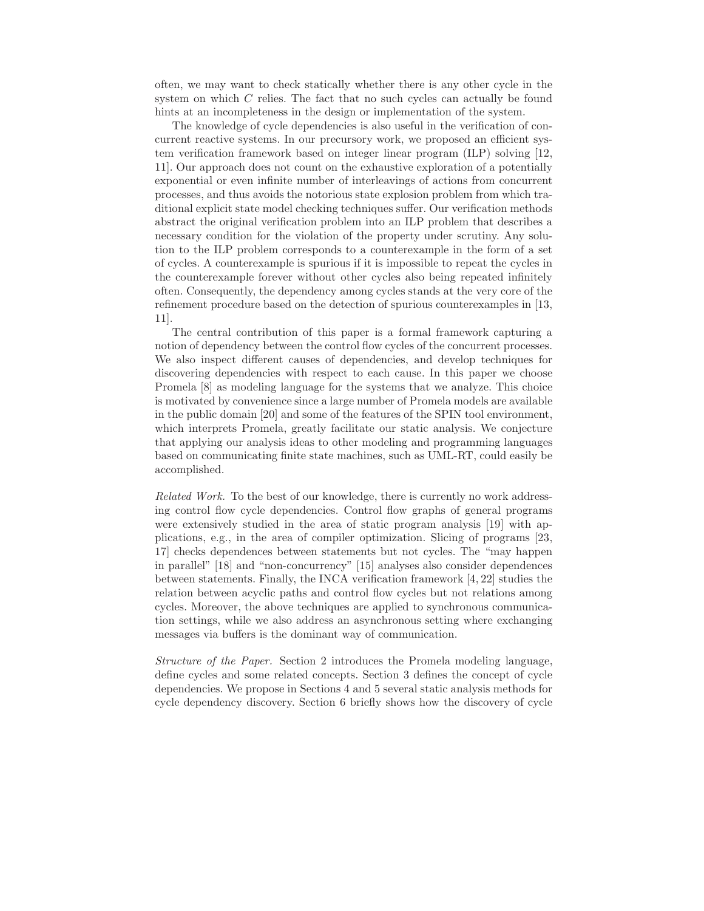often, we may want to check statically whether there is any other cycle in the system on which $C$ relies. The fact that no such cycles can actually be found hints at an incompleteness in the design or implementation of the system.

The knowledge of cycle dependencies is also useful in the verification of concurrent reactive systems. In our precursory work, we proposed an efficient system verification framework based on integer linear program (ILP) solving [12, 11]. Our approach does not count on the exhaustive exploration of a potentially exponential or even infinite number of interleavings of actions from concurrent processes, and thus avoids the notorious state explosion problem from which traditional explicit state model checking techniques suffer. Our verification methods abstract the original verification problem into an ILP problem that describes a necessary condition for the violation of the property under scrutiny. Any solution to the ILP problem corresponds to a counterexample in the form of a set of cycles. A counterexample is spurious if it is impossible to repeat the cycles in the counterexample forever without other cycles also being repeated infinitely often. Consequently, the dependency among cycles stands at the very core of the refinement procedure based on the detection of spurious counterexamples in [13, 11].

The central contribution of this paper is a formal framework capturing a notion of dependency between the control flow cycles of the concurrent processes. We also inspect different causes of dependencies, and develop techniques for discovering dependencies with respect to each cause. In this paper we choose Promela [8] as modeling language for the systems that we analyze. This choice is motivated by convenience since a large number of Promela models are available in the public domain [20] and some of the features of the SPIN tool environment, which interprets Promela, greatly facilitate our static analysis. We conjecture that applying our analysis ideas to other modeling and programming languages based on communicating finite state machines, such as UML-RT, could easily be accomplished.

*Related Work.* To the best of our knowledge, there is currently no work addressing control flow cycle dependencies. Control flow graphs of general programs were extensively studied in the area of static program analysis [19] with applications, e.g., in the area of compiler optimization. Slicing of programs [23, 17] checks dependences between statements but not cycles. The "may happen in parallel" [18] and "non-concurrency" [15] analyses also consider dependences between statements. Finally, the INCA verification framework [4, 22] studies the relation between acyclic paths and control flow cycles but not relations among cycles. Moreover, the above techniques are applied to synchronous communication settings, while we also address an asynchronous setting where exchanging messages via buffers is the dominant way of communication.

*Structure of the Paper.* Section 2 introduces the Promela modeling language, define cycles and some related concepts. Section 3 defines the concept of cycle dependencies. We propose in Sections 4 and 5 several static analysis methods for cycle dependency discovery. Section 6 briefly shows how the discovery of cycle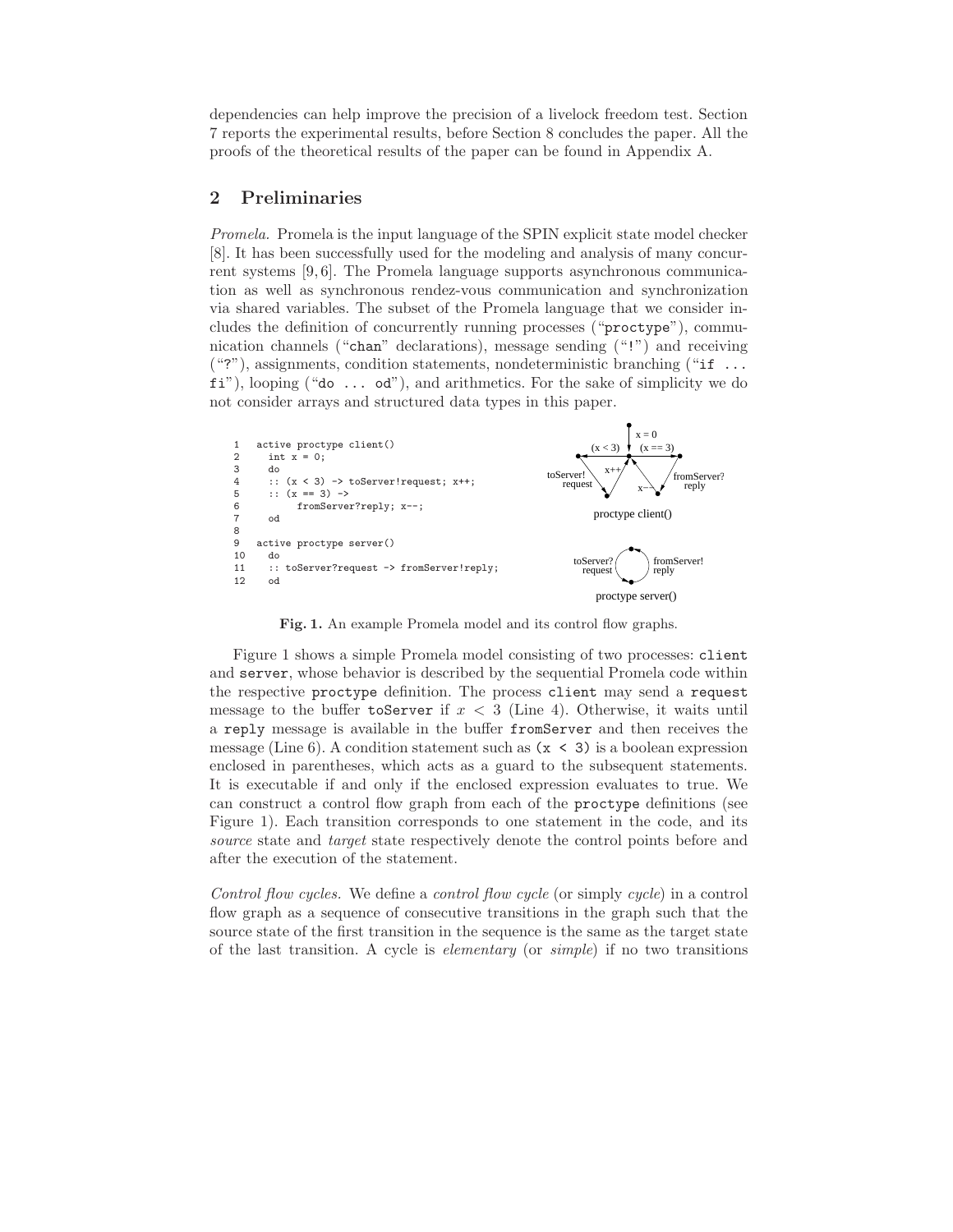dependencies can help improve the precision of a livelock freedom test. Section 7 reports the experimental results, before Section 8 concludes the paper. All the proofs of the theoretical results of the paper can be found in Appendix A.

## 2 Preliminaries

*Promela.* Promela is the input language of the SPIN explicit state model checker [8]. It has been successfully used for the modeling and analysis of many concurrent systems [9, 6]. The Promela language supports asynchronous communication as well as synchronous rendez-vous communication and synchronization via shared variables. The subset of the Promela language that we consider includes the definition of concurrently running processes ("proctype"), communication channels ("chan" declarations), message sending ("!") and receiving ("?"), assignments, condition statements, nondeterministic branching ("if ... fi"), looping ("do ... od"), and arithmetics. For the sake of simplicity we do not consider arrays and structured data types in this paper.

```
1   active proctype client()
2     int x = 0;
3     do
4     :: (x < 3) -> toServer!request; x++;
5     :: (x == 3) ->
6           fromServer?reply; x--;
7     od
8
9   active proctype server()
10    do
11    :: toServer?request -> fromServer!reply;
12    od
```

**Fig. 1.** An example Promela model and its control flow graphs.

Figure 1 shows a simple Promela model consisting of two processes: client and server, whose behavior is described by the sequential Promela code within the respective proctype definition. The process client may send a request message to the buffer toServer if $x < 3$ (Line 4). Otherwise, it waits until a reply message is available in the buffer fromServer and then receives the message (Line 6). A condition statement such as (x < 3) is a boolean expression enclosed in parentheses, which acts as a guard to the subsequent statements. It is executable if and only if the enclosed expression evaluates to true. We can construct a control flow graph from each of the proctype definitions (see Figure 1). Each transition corresponds to one statement in the code, and its *source* state and *target* state respectively denote the control points before and after the execution of the statement.

*Control flow cycles.* We define a *control flow cycle* (or simply *cycle*) in a control flow graph as a sequence of consecutive transitions in the graph such that the source state of the first transition in the sequence is the same as the target state of the last transition. A cycle is *elementary* (or *simple*) if no two transitions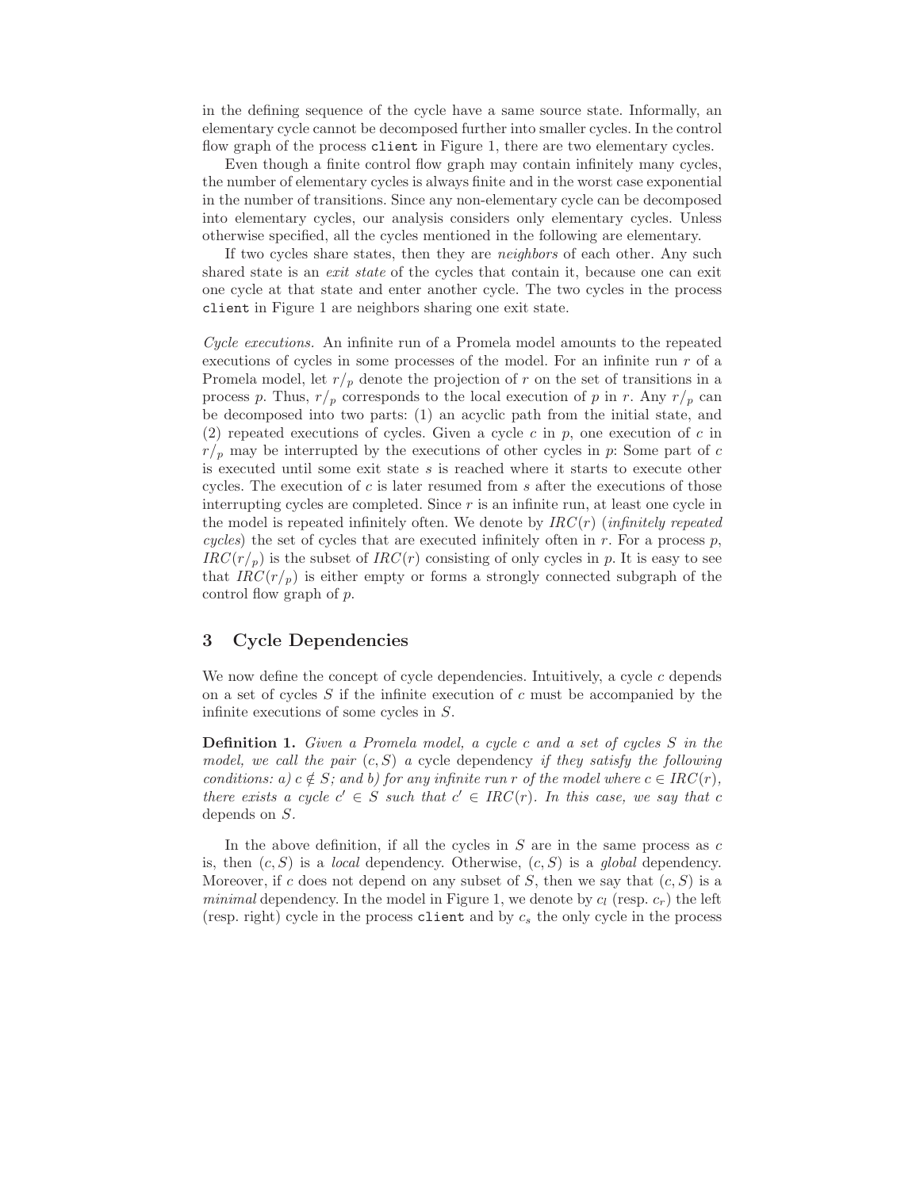in the defining sequence of the cycle have a same source state. Informally, an elementary cycle cannot be decomposed further into smaller cycles. In the control flow graph of the process `client` in Figure 1, there are two elementary cycles.

Even though a finite control flow graph may contain infinitely many cycles, the number of elementary cycles is always finite and in the worst case exponential in the number of transitions. Since any non-elementary cycle can be decomposed into elementary cycles, our analysis considers only elementary cycles. Unless otherwise specified, all the cycles mentioned in the following are elementary.

If two cycles share states, then they are *neighbors* of each other. Any such shared state is an *exit state* of the cycles that contain it, because one can exit one cycle at that state and enter another cycle. The two cycles in the process `client` in Figure 1 are neighbors sharing one exit state.

*Cycle executions.* An infinite run of a Promela model amounts to the repeated executions of cycles in some processes of the model. For an infinite run $r$ of a Promela model, let $r/_p$ denote the projection of $r$ on the set of transitions in a process $p$. Thus, $r/_p$ corresponds to the local execution of $p$ in $r$. Any $r/_p$ can be decomposed into two parts: (1) an acyclic path from the initial state, and (2) repeated executions of cycles. Given a cycle $c$ in $p$, one execution of $c$ in $r/_p$ may be interrupted by the executions of other cycles in $p$: Some part of $c$ is executed until some exit state $s$ is reached where it starts to execute other cycles. The execution of $c$ is later resumed from $s$ after the executions of those interrupting cycles are completed. Since $r$ is an infinite run, at least one cycle in the model is repeated infinitely often. We denote by $IRC(r)$ (*infinitely repeated cycles*) the set of cycles that are executed infinitely often in $r$. For a process $p$, $IRC(r/_p)$ is the subset of $IRC(r)$ consisting of only cycles in $p$. It is easy to see that $IRC(r/_p)$ is either empty or forms a strongly connected subgraph of the control flow graph of $p$.

## 3 Cycle Dependencies

We now define the concept of cycle dependencies. Intuitively, a cycle $c$ depends on a set of cycles $S$ if the infinite execution of $c$ must be accompanied by the infinite executions of some cycles in $S$.

**Definition 1.** *Given a Promela model, a cycle $c$ and a set of cycles $S$ in the model, we call the pair $(c, S)$ a* cycle dependency *if they satisfy the following conditions: a) $c \notin S$; and b) for any infinite run $r$ of the model where $c \in IRC(r)$, there exists a cycle $c' \in S$ such that $c' \in IRC(r)$. In this case, we say that $c$* depends *on $S$.*

In the above definition, if all the cycles in $S$ are in the same process as $c$ is, then $(c, S)$ is a *local* dependency. Otherwise, $(c, S)$ is a *global* dependency. Moreover, if $c$ does not depend on any subset of $S$, then we say that $(c, S)$ is a *minimal* dependency. In the model in Figure 1, we denote by $c_l$ (resp. $c_r$) the left (resp. right) cycle in the process `client` and by $c_s$ the only cycle in the process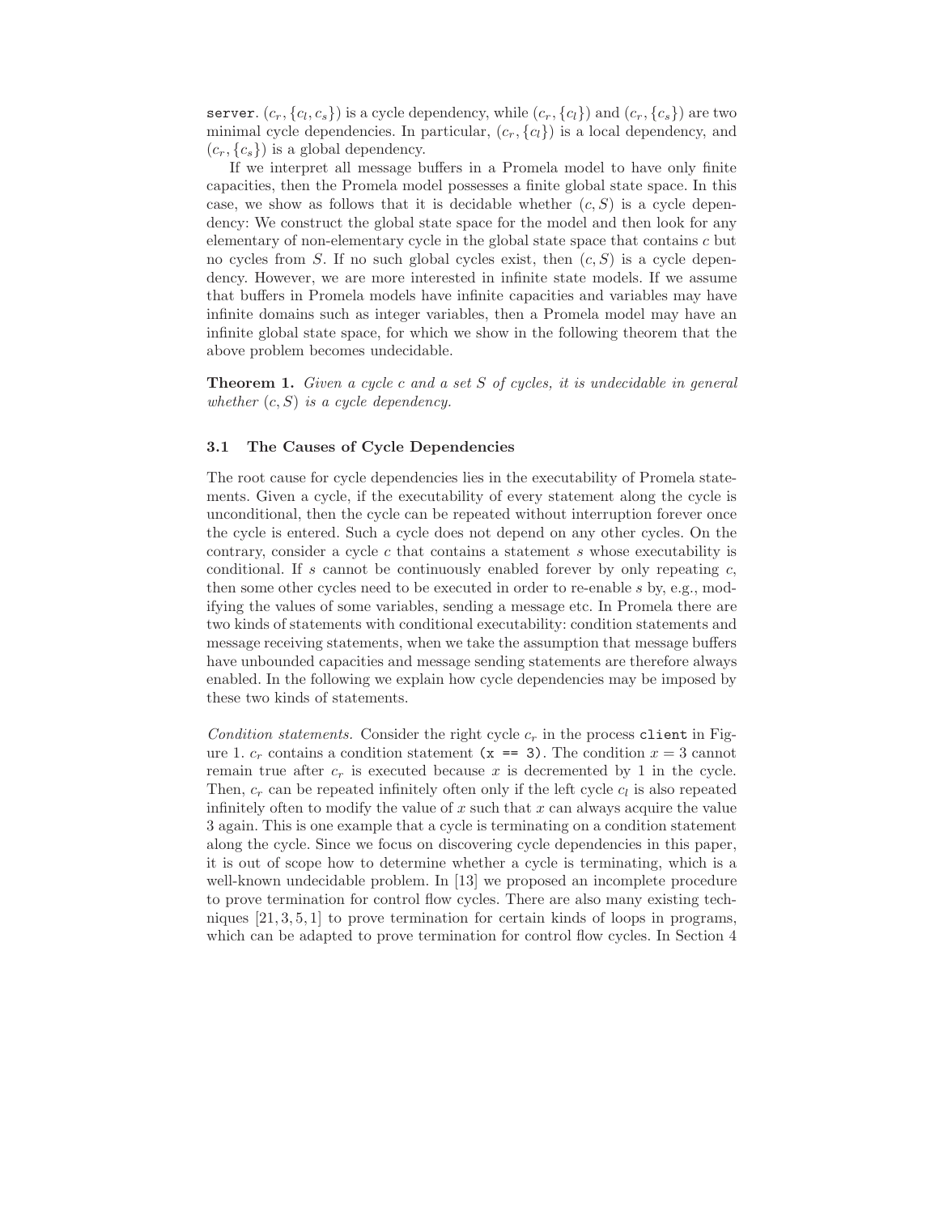`server`. $(c_r, \{c_l, c_s\})$ is a cycle dependency, while $(c_r, \{c_l\})$ and $(c_r, \{c_s\})$ are two minimal cycle dependencies. In particular, $(c_r, \{c_l\})$ is a local dependency, and $(c_r, \{c_s\})$ is a global dependency.

If we interpret all message buffers in a Promela model to have only finite capacities, then the Promela model possesses a finite global state space. In this case, we show as follows that it is decidable whether $(c, S)$ is a cycle dependency: We construct the global state space for the model and then look for any elementary of non-elementary cycle in the global state space that contains $c$ but no cycles from $S$. If no such global cycles exist, then $(c, S)$ is a cycle dependency. However, we are more interested in infinite state models. If we assume that buffers in Promela models have infinite capacities and variables may have infinite domains such as integer variables, then a Promela model may have an infinite global state space, for which we show in the following theorem that the above problem becomes undecidable.

**Theorem 1.** *Given a cycle $c$ and a set $S$ of cycles, it is undecidable in general whether $(c, S)$ is a cycle dependency.*

### 3.1 The Causes of Cycle Dependencies

The root cause for cycle dependencies lies in the executability of Promela statements. Given a cycle, if the executability of every statement along the cycle is unconditional, then the cycle can be repeated without interruption forever once the cycle is entered. Such a cycle does not depend on any other cycles. On the contrary, consider a cycle $c$ that contains a statement $s$ whose executability is conditional. If $s$ cannot be continuously enabled forever by only repeating $c$, then some other cycles need to be executed in order to re-enable $s$ by, e.g., modifying the values of some variables, sending a message etc. In Promela there are two kinds of statements with conditional executability: condition statements and message receiving statements, when we take the assumption that message buffers have unbounded capacities and message sending statements are therefore always enabled. In the following we explain how cycle dependencies may be imposed by these two kinds of statements.

*Condition statements.* Consider the right cycle $c_r$ in the process `client` in Figure 1. $c_r$ contains a condition statement `(x == 3)`. The condition $x = 3$ cannot remain true after $c_r$ is executed because $x$ is decremented by 1 in the cycle. Then, $c_r$ can be repeated infinitely often only if the left cycle $c_l$ is also repeated infinitely often to modify the value of $x$ such that $x$ can always acquire the value 3 again. This is one example that a cycle is terminating on a condition statement along the cycle. Since we focus on discovering cycle dependencies in this paper, it is out of scope how to determine whether a cycle is terminating, which is a well-known undecidable problem. In [13] we proposed an incomplete procedure to prove termination for control flow cycles. There are also many existing techniques [21, 3, 5, 1] to prove termination for certain kinds of loops in programs, which can be adapted to prove termination for control flow cycles. In Section 4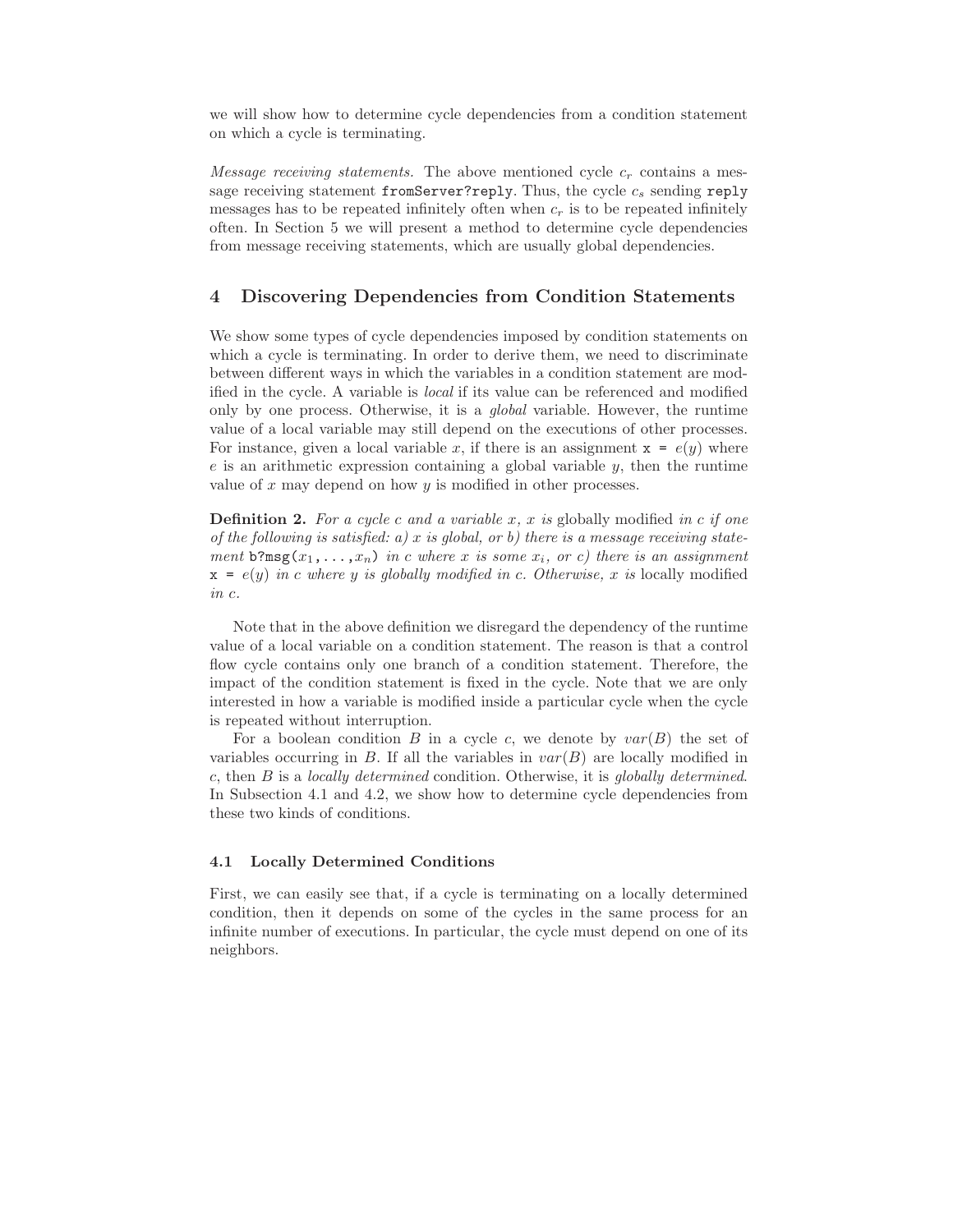we will show how to determine cycle dependencies from a condition statement on which a cycle is terminating.

*Message receiving statements.* The above mentioned cycle $c_r$ contains a message receiving statement `fromServer?reply`. Thus, the cycle $c_s$ sending `reply` messages has to be repeated infinitely often when $c_r$ is to be repeated infinitely often. In Section 5 we will present a method to determine cycle dependencies from message receiving statements, which are usually global dependencies.

## 4 Discovering Dependencies from Condition Statements

We show some types of cycle dependencies imposed by condition statements on which a cycle is terminating. In order to derive them, we need to discriminate between different ways in which the variables in a condition statement are modified in the cycle. A variable is *local* if its value can be referenced and modified only by one process. Otherwise, it is a *global* variable. However, the runtime value of a local variable may still depend on the executions of other processes. For instance, given a local variable $x$, if there is an assignment `x =` $e(y)$ where $e$ is an arithmetic expression containing a global variable $y$, then the runtime value of $x$ may depend on how $y$ is modified in other processes.

**Definition 2.** *For a cycle $c$ and a variable $x$, $x$ is* globally modified *in $c$ if one of the following is satisfied: a) $x$ is global, or b) there is a message receiving statement* `b?msg(`$x_1, \ldots, x_n$`)` *in $c$ where $x$ is some $x_i$, or c) there is an assignment* `x =` $e(y)$ *in $c$ where $y$ is globally modified in $c$. Otherwise, $x$ is* locally modified *in $c$.*

Note that in the above definition we disregard the dependency of the runtime value of a local variable on a condition statement. The reason is that a control flow cycle contains only one branch of a condition statement. Therefore, the impact of the condition statement is fixed in the cycle. Note that we are only interested in how a variable is modified inside a particular cycle when the cycle is repeated without interruption.

For a boolean condition $B$ in a cycle $c$, we denote by $var(B)$ the set of variables occurring in $B$. If all the variables in $var(B)$ are locally modified in $c$, then $B$ is a *locally determined* condition. Otherwise, it is *globally determined*. In Subsection 4.1 and 4.2, we show how to determine cycle dependencies from these two kinds of conditions.

### 4.1 Locally Determined Conditions

First, we can easily see that, if a cycle is terminating on a locally determined condition, then it depends on some of the cycles in the same process for an infinite number of executions. In particular, the cycle must depend on one of its neighbors.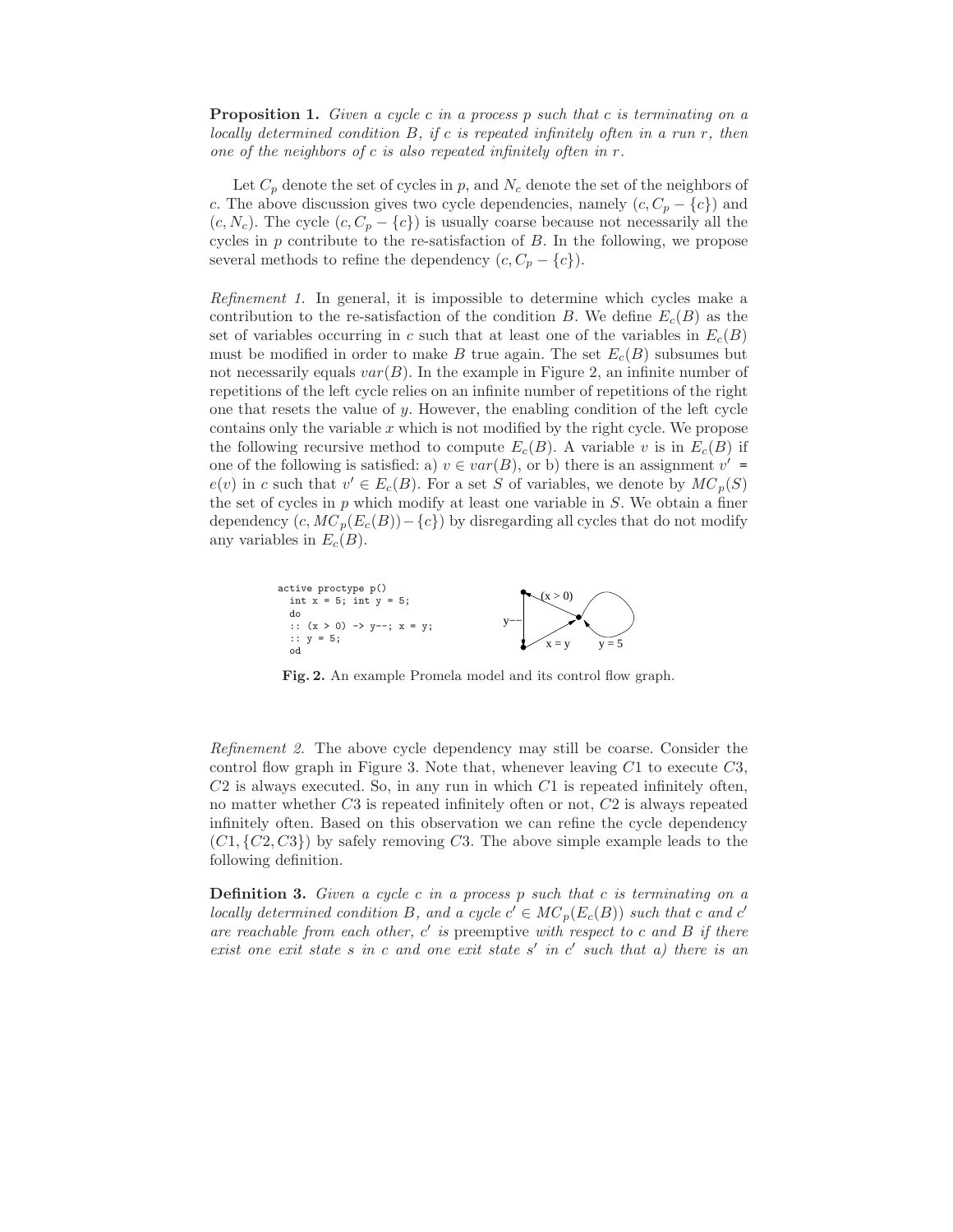**Proposition 1.** *Given a cycle $c$ in a process $p$ such that $c$ is terminating on a locally determined condition $B$, if $c$ is repeated infinitely often in a run $r$, then one of the neighbors of $c$ is also repeated infinitely often in $r$.*

Let $C_p$ denote the set of cycles in $p$, and $N_c$ denote the set of the neighbors of $c$. The above discussion gives two cycle dependencies, namely $(c, C_p - \{c\})$ and $(c, N_c)$. The cycle $(c, C_p - \{c\})$ is usually coarse because not necessarily all the cycles in $p$ contribute to the re-satisfaction of $B$. In the following, we propose several methods to refine the dependency $(c, C_p - \{c\})$.

*Refinement 1.* In general, it is impossible to determine which cycles make a contribution to the re-satisfaction of the condition $B$. We define $E_c(B)$ as the set of variables occurring in $c$ such that at least one of the variables in $E_c(B)$ must be modified in order to make $B$ true again. The set $E_c(B)$ subsumes but not necessarily equals $var(B)$. In the example in Figure 2, an infinite number of repetitions of the left cycle relies on an infinite number of repetitions of the right one that resets the value of $y$. However, the enabling condition of the left cycle contains only the variable $x$ which is not modified by the right cycle. We propose the following recursive method to compute $E_c(B)$. A variable $v$ is in $E_c(B)$ if one of the following is satisfied: a) $v \in var(B)$, or b) there is an assignment $v' = e(v)$ in $c$ such that $v' \in E_c(B)$. For a set $S$ of variables, we denote by $MC_p(S)$ the set of cycles in $p$ which modify at least one variable in $S$. We obtain a finer dependency $(c, MC_p(E_c(B)) - \{c\})$ by disregarding all cycles that do not modify any variables in $E_c(B)$.

```
active proctype p()
  int x = 5; int y = 5;
  do
  :: (x > 0) -> y--; x = y;
  :: y = 5;
  od
```

**Fig. 2.** An example Promela model and its control flow graph.

*Refinement 2.* The above cycle dependency may still be coarse. Consider the control flow graph in Figure 3. Note that, whenever leaving $C1$ to execute $C3$, $C2$ is always executed. So, in any run in which $C1$ is repeated infinitely often, no matter whether $C3$ is repeated infinitely often or not, $C2$ is always repeated infinitely often. Based on this observation we can refine the cycle dependency $(C1, \{C2, C3\})$ by safely removing $C3$. The above simple example leads to the following definition.

**Definition 3.** *Given a cycle $c$ in a process $p$ such that $c$ is terminating on a locally determined condition $B$, and a cycle $c' \in MC_p(E_c(B))$ such that $c$ and $c'$ are reachable from each other, $c'$ is* preemptive *with respect to $c$ and $B$ if there exist one exit state $s$ in $c$ and one exit state $s'$ in $c'$ such that a) there is an*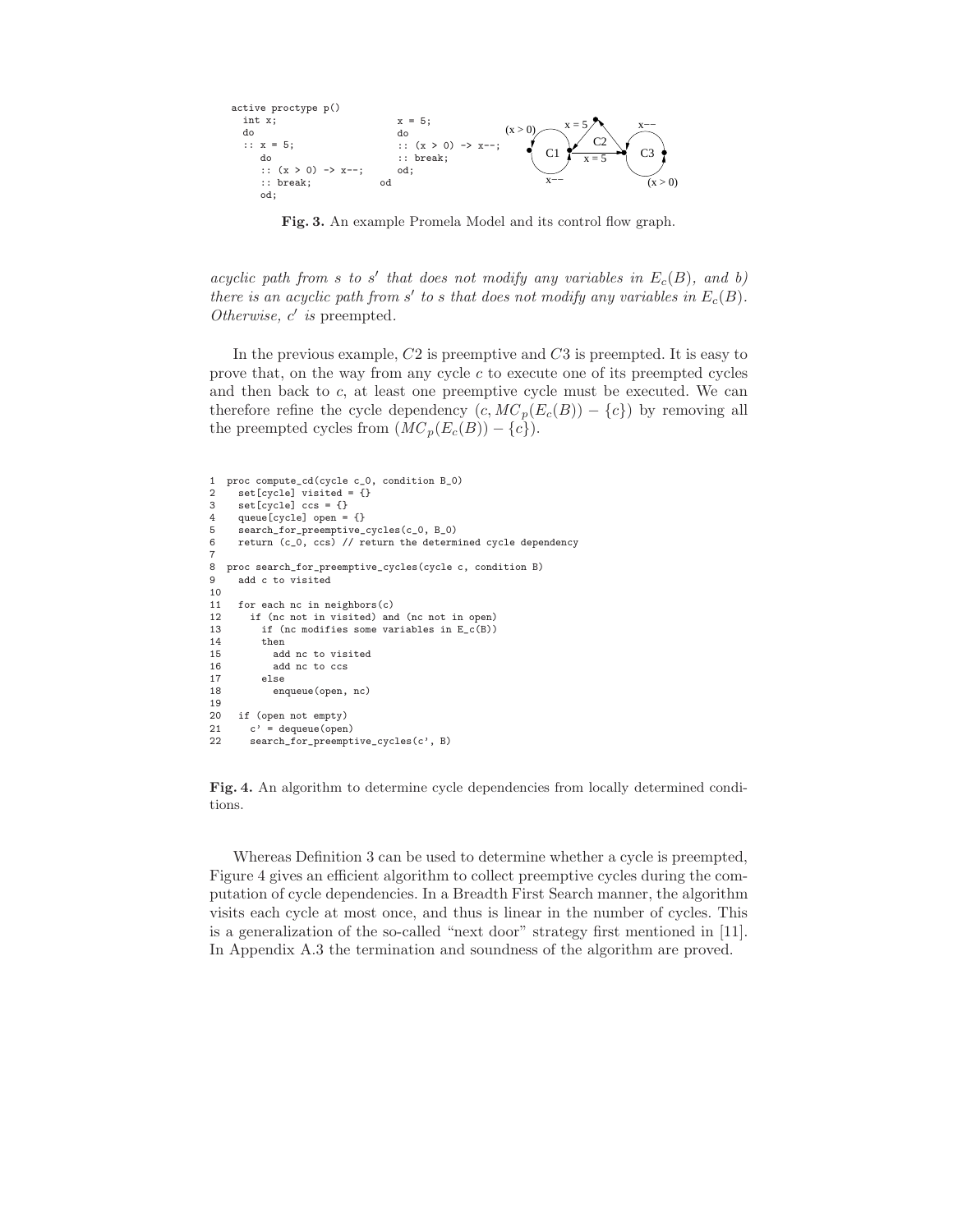```
active proctype p()
  int x;
  do
  :: x = 5;
     do
     :: (x > 0) -> x--;
     :: break;
     od;
```

```
x = 5;
do
:: (x > 0) -> x--;
:: break;
od;
od
```

**Fig. 3.** An example Promela Model and its control flow graph.

*acyclic path from s to s′ that does not modify any variables in $E_c(B)$, and b) there is an acyclic path from s′ to s that does not modify any variables in $E_c(B)$. Otherwise, c′ is* preempted.

In the previous example, $C2$ is preemptive and $C3$ is preempted. It is easy to prove that, on the way from any cycle $c$ to execute one of its preempted cycles and then back to $c$, at least one preemptive cycle must be executed. We can therefore refine the cycle dependency $(c, MC_p(E_c(B)) - \{c\})$ by removing all the preempted cycles from $(MC_p(E_c(B)) - \{c\})$.

```
1  proc compute_cd(cycle c_0, condition B_0)
2    set[cycle] visited = {}
3    set[cycle] ccs = {}
4    queue[cycle] open = {}
5    search_for_preemptive_cycles(c_0, B_0)
6    return (c_0, ccs) // return the determined cycle dependency
7
8  proc search_for_preemptive_cycles(cycle c, condition B)
9    add c to visited
10
11   for each nc in neighbors(c)
12     if (nc not in visited) and (nc not in open)
13       if (nc modifies some variables in E_c(B))
14       then
15         add nc to visited
16         add nc to ccs
17       else
18         enqueue(open, nc)
19
20   if (open not empty)
21     c' = dequeue(open)
22     search_for_preemptive_cycles(c', B)
```

**Fig. 4.** An algorithm to determine cycle dependencies from locally determined conditions.

Whereas Definition 3 can be used to determine whether a cycle is preempted, Figure 4 gives an efficient algorithm to collect preemptive cycles during the computation of cycle dependencies. In a Breadth First Search manner, the algorithm visits each cycle at most once, and thus is linear in the number of cycles. This is a generalization of the so-called "next door" strategy first mentioned in [11]. In Appendix A.3 the termination and soundness of the algorithm are proved.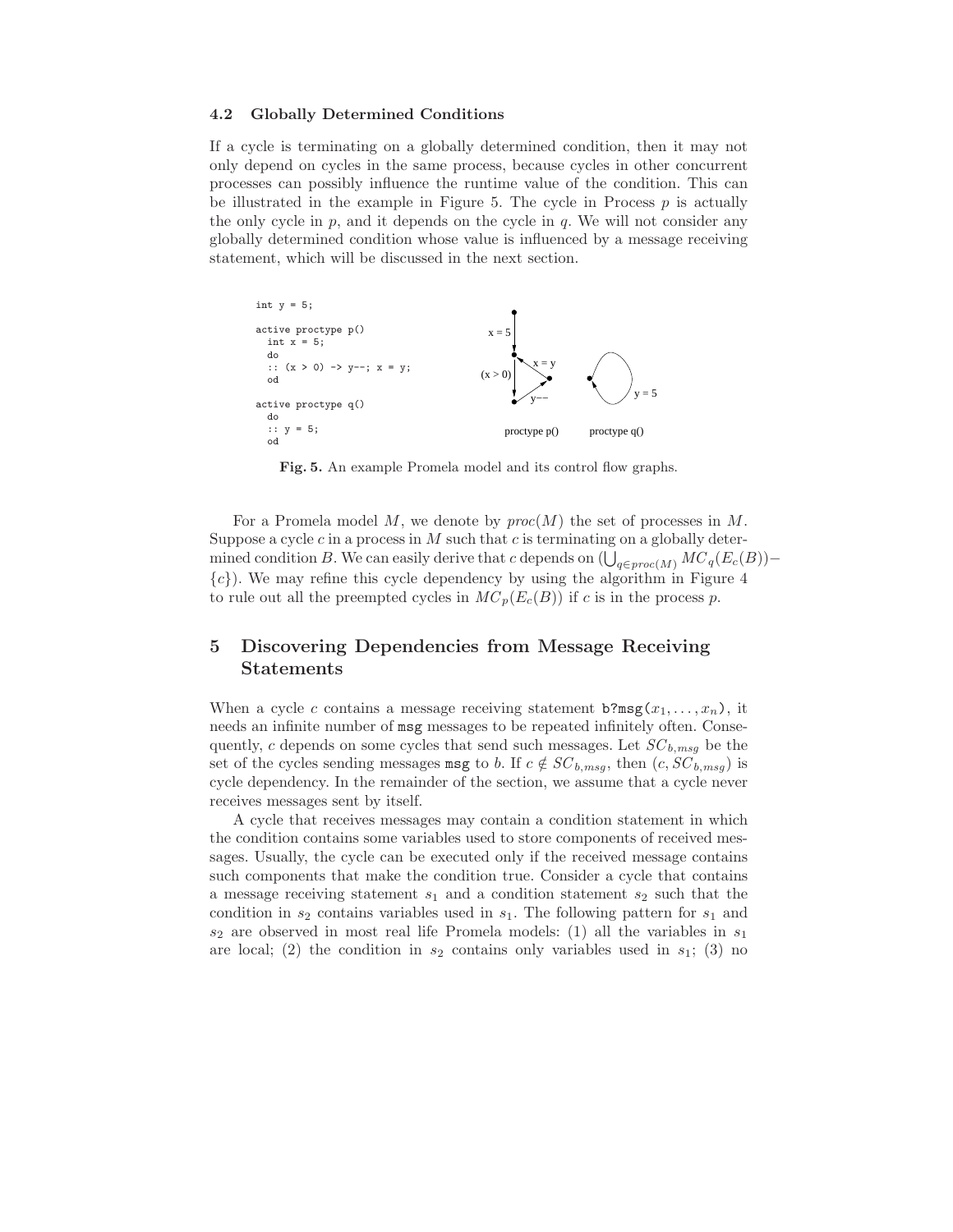### 4.2 Globally Determined Conditions

If a cycle is terminating on a globally determined condition, then it may not only depend on cycles in the same process, because cycles in other concurrent processes can possibly influence the runtime value of the condition. This can be illustrated in the example in Figure 5. The cycle in Process $p$ is actually the only cycle in $p$, and it depends on the cycle in $q$. We will not consider any globally determined condition whose value is influenced by a message receiving statement, which will be discussed in the next section.

```
int y = 5;

active proctype p()
  int x = 5;
  do
  :: (x > 0) -> y--; x = y;
  od

active proctype q()
  do
  :: y = 5;
  od
```

**Fig. 5.** An example Promela model and its control flow graphs.

For a Promela model $M$, we denote by $proc(M)$ the set of processes in $M$. Suppose a cycle $c$ in a process in $M$ such that $c$ is terminating on a globally determined condition $B$. We can easily derive that $c$ depends on $(\bigcup_{q \in proc(M)} MC_q(E_c(B)) - \{c\})$. We may refine this cycle dependency by using the algorithm in Figure 4 to rule out all the preempted cycles in $MC_p(E_c(B))$ if $c$ is in the process $p$.

## 5 Discovering Dependencies from Message Receiving Statements

When a cycle $c$ contains a message receiving statement `b?msg(`$x_1, \ldots, x_n$`)`, it needs an infinite number of `msg` messages to be repeated infinitely often. Consequently, $c$ depends on some cycles that send such messages. Let $SC_{b,msg}$ be the set of the cycles sending messages `msg` to $b$. If $c \notin SC_{b,msg}$, then $(c, SC_{b,msg})$ is cycle dependency. In the remainder of the section, we assume that a cycle never receives messages sent by itself.

A cycle that receives messages may contain a condition statement in which the condition contains some variables used to store components of received messages. Usually, the cycle can be executed only if the received message contains such components that make the condition true. Consider a cycle that contains a message receiving statement $s_1$ and a condition statement $s_2$ such that the condition in $s_2$ contains variables used in $s_1$. The following pattern for $s_1$ and $s_2$ are observed in most real life Promela models: (1) all the variables in $s_1$ are local; (2) the condition in $s_2$ contains only variables used in $s_1$; (3) no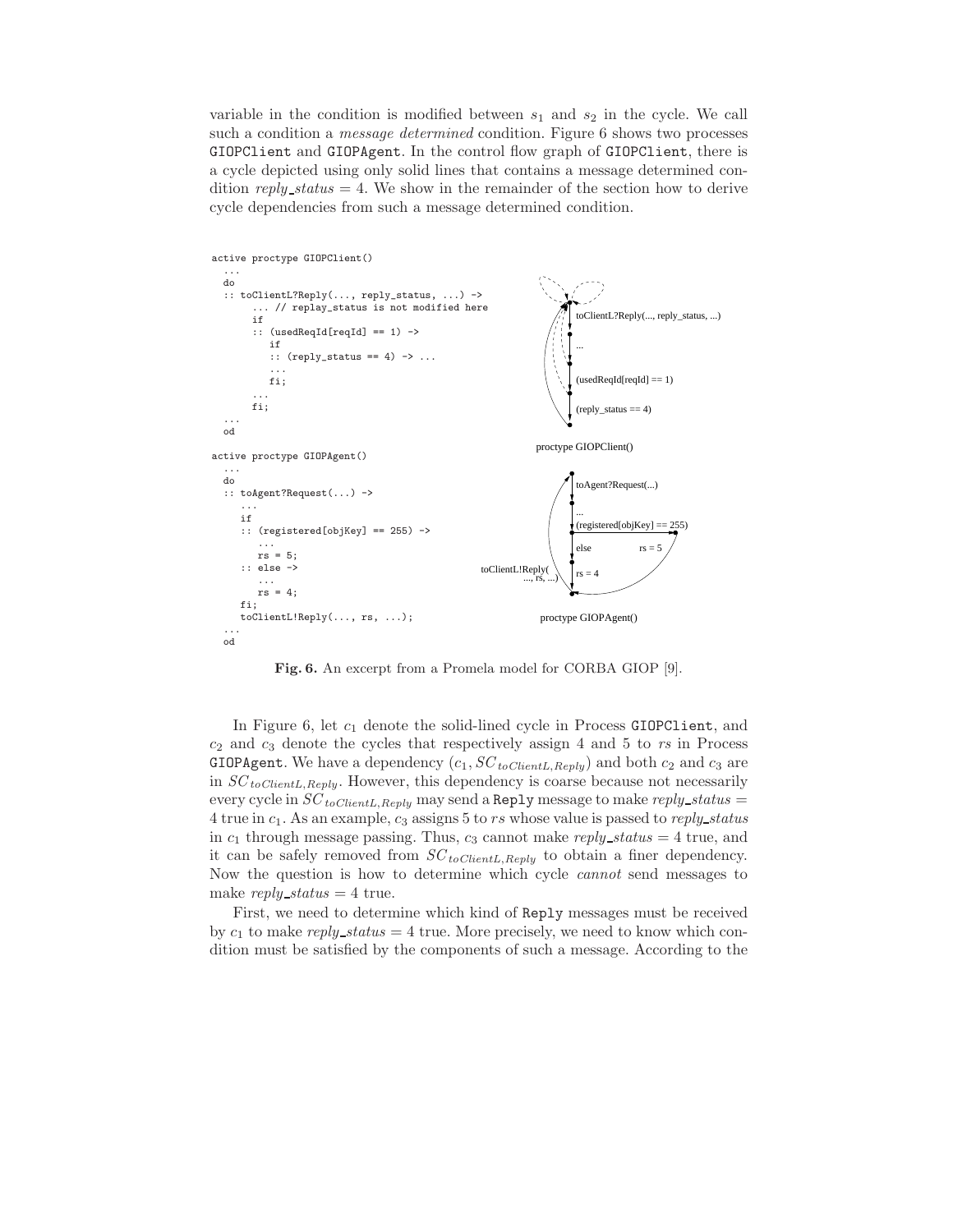variable in the condition is modified between $s_1$ and $s_2$ in the cycle. We call such a condition a *message determined* condition. Figure 6 shows two processes GIOPClient and GIOPAgent. In the control flow graph of GIOPClient, there is a cycle depicted using only solid lines that contains a message determined condition $reply\_status = 4$. We show in the remainder of the section how to derive cycle dependencies from such a message determined condition.

```
active proctype GIOPClient()
  ...
  do
  :: toClientL?Reply(..., reply_status, ...) ->
       ... // replay_status is not modified here
       if
       :: (usedReqId[reqId] == 1) ->
          if
          :: (reply_status == 4) -> ...
          ...
          fi;
       ...
       fi;
  ...
  od

active proctype GIOPAgent()
  ...
  do
  :: toAgent?Request(...) ->
     ...
     if
     :: (registered[objKey] == 255) ->
        ...
        rs = 5;
     :: else ->
        ...
        rs = 4;
     fi;
     toClientL!Reply(..., rs, ...);
  ...
  od
```

proctype GIOPClient(): toClientL?Reply(..., reply_status, ...) → ... → (usedReqId[reqId] == 1) → (reply_status == 4)

proctype GIOPAgent(): toAgent?Request(...) → ... → (registered[objKey] == 255) / else → rs = 5 / rs = 4 → toClientL!Reply(..., rs, ...)

**Fig. 6.** An excerpt from a Promela model for CORBA GIOP [9].

In Figure 6, let $c_1$ denote the solid-lined cycle in Process GIOPClient, and $c_2$ and $c_3$ denote the cycles that respectively assign 4 and 5 to $rs$ in Process GIOPAgent. We have a dependency $(c_1, SC_{toClientL,Reply})$ and both $c_2$ and $c_3$ are in $SC_{toClientL,Reply}$. However, this dependency is coarse because not necessarily every cycle in $SC_{toClientL,Reply}$ may send a Reply message to make $reply\_status = 4$ true in $c_1$. As an example, $c_3$ assigns 5 to $rs$ whose value is passed to $reply\_status$ in $c_1$ through message passing. Thus, $c_3$ cannot make $reply\_status = 4$ true, and it can be safely removed from $SC_{toClientL,Reply}$ to obtain a finer dependency. Now the question is how to determine which cycle *cannot* send messages to make $reply\_status = 4$ true.

First, we need to determine which kind of Reply messages must be received by $c_1$ to make $reply\_status = 4$ true. More precisely, we need to know which condition must be satisfied by the components of such a message. According to the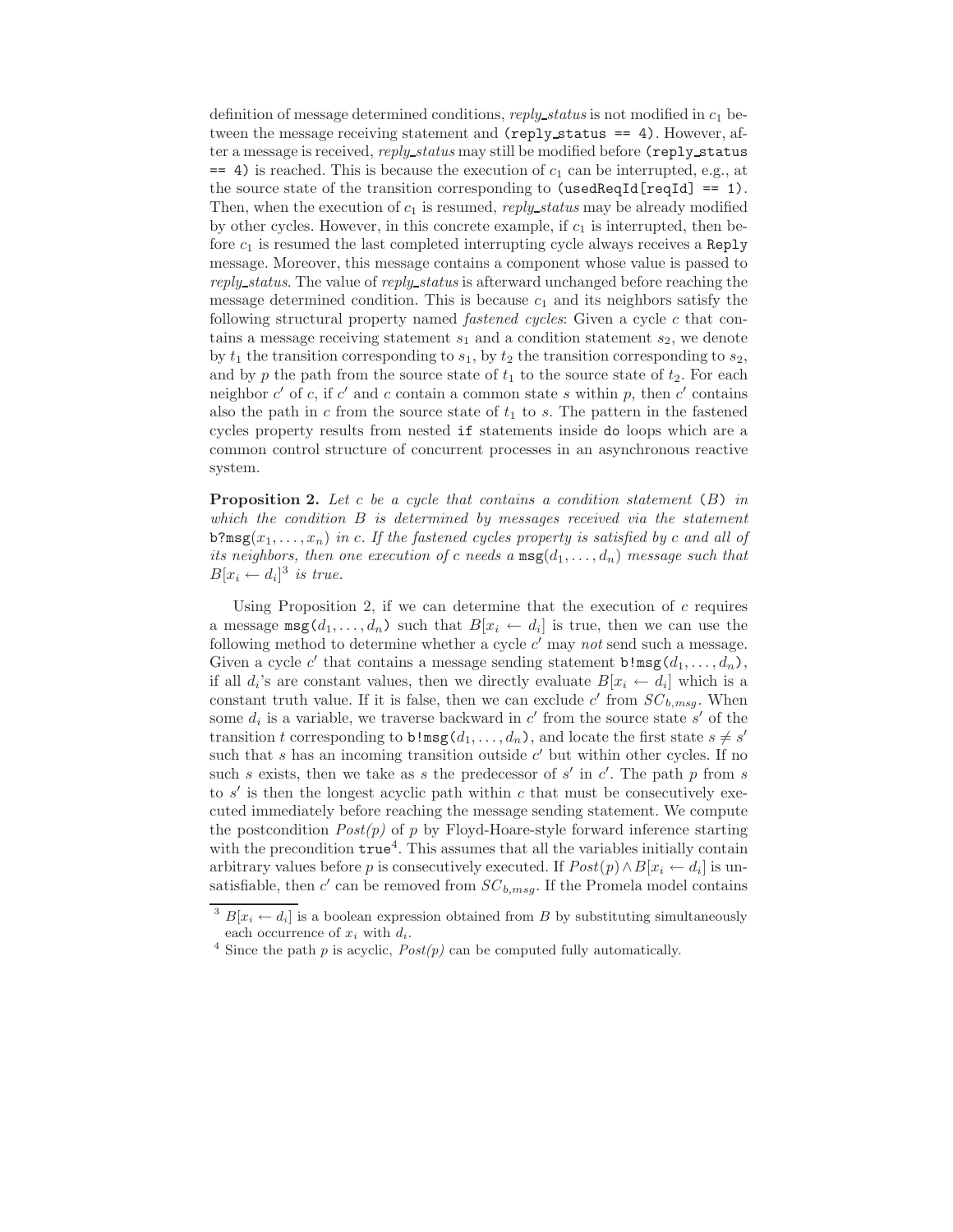definition of message determined conditions, *reply_status* is not modified in $c_1$ between the message receiving statement and `(reply_status == 4)`. However, after a message is received, *reply_status* may still be modified before `(reply_status == 4)` is reached. This is because the execution of $c_1$ can be interrupted, e.g., at the source state of the transition corresponding to `(usedReqId[reqId] == 1)`. Then, when the execution of $c_1$ is resumed, *reply_status* may be already modified by other cycles. However, in this concrete example, if $c_1$ is interrupted, then before $c_1$ is resumed the last completed interrupting cycle always receives a `Reply` message. Moreover, this message contains a component whose value is passed to *reply_status*. The value of *reply_status* is afterward unchanged before reaching the message determined condition. This is because $c_1$ and its neighbors satisfy the following structural property named *fastened cycles*: Given a cycle $c$ that contains a message receiving statement $s_1$ and a condition statement $s_2$, we denote by $t_1$ the transition corresponding to $s_1$, by $t_2$ the transition corresponding to $s_2$, and by $p$ the path from the source state of $t_1$ to the source state of $t_2$. For each neighbor $c'$ of $c$, if $c'$ and $c$ contain a common state $s$ within $p$, then $c'$ contains also the path in $c$ from the source state of $t_1$ to $s$. The pattern in the fastened cycles property results from nested `if` statements inside `do` loops which are a common control structure of concurrent processes in an asynchronous reactive system.

**Proposition 2.** *Let $c$ be a cycle that contains a condition statement* $(B)$ *in which the condition $B$ is determined by messages received via the statement* $\texttt{b?msg}(x_1, \ldots, x_n)$ *in $c$. If the fastened cycles property is satisfied by $c$ and all of its neighbors, then one execution of $c$ needs a* $\texttt{msg}(d_1, \ldots, d_n)$ *message such that* $B[x_i \leftarrow d_i]$[3] *is true.*

Using Proposition 2, if we can determine that the execution of $c$ requires a message $\texttt{msg}(d_1, \ldots, d_n)$ such that $B[x_i \leftarrow d_i]$ is true, then we can use the following method to determine whether a cycle $c'$ may *not* send such a message. Given a cycle $c'$ that contains a message sending statement $\texttt{b!msg}(d_1, \ldots, d_n)$, if all $d_i$'s are constant values, then we directly evaluate $B[x_i \leftarrow d_i]$ which is a constant truth value. If it is false, then we can exclude $c'$ from $SC_{b,msg}$. When some $d_i$ is a variable, we traverse backward in $c'$ from the source state $s'$ of the transition $t$ corresponding to $\texttt{b!msg}(d_1, \ldots, d_n)$, and locate the first state $s \neq s'$ such that $s$ has an incoming transition outside $c'$ but within other cycles. If no such $s$ exists, then we take as $s$ the predecessor of $s'$ in $c'$. The path $p$ from $s$ to $s'$ is then the longest acyclic path within $c$ that must be consecutively executed immediately before reaching the message sending statement. We compute the postcondition *Post(p)* of $p$ by Floyd-Hoare-style forward inference starting with the precondition `true`[4]. This assumes that all the variables initially contain arbitrary values before $p$ is consecutively executed. If $Post(p) \wedge B[x_i \leftarrow d_i]$ is unsatisfiable, then $c'$ can be removed from $SC_{b,msg}$. If the Promela model contains

---

[3] $B[x_i \leftarrow d_i]$ is a boolean expression obtained from $B$ by substituting simultaneously each occurrence of $x_i$ with $d_i$.

[4] Since the path $p$ is acyclic, *Post(p)* can be computed fully automatically.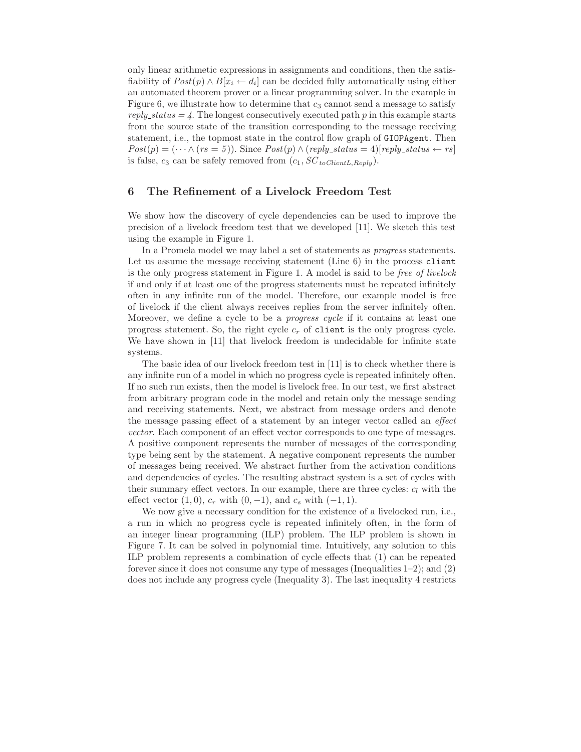only linear arithmetic expressions in assignments and conditions, then the satisfiability of $Post(p) \wedge B[x_i \leftarrow d_i]$ can be decided fully automatically using either an automated theorem prover or a linear programming solver. In the example in Figure 6, we illustrate how to determine that $c_3$ cannot send a message to satisfy $reply\_status = 4$. The longest consecutively executed path $p$ in this example starts from the source state of the transition corresponding to the message receiving statement, i.e., the topmost state in the control flow graph of `GIOPAgent`. Then $Post(p) = (\cdots \wedge (rs = 5))$. Since $Post(p) \wedge (reply\_status = 4)[reply\_status \leftarrow rs]$ is false, $c_3$ can be safely removed from $(c_1, SC_{toClientL,Reply})$.

## 6 The Refinement of a Livelock Freedom Test

We show how the discovery of cycle dependencies can be used to improve the precision of a livelock freedom test that we developed [11]. We sketch this test using the example in Figure 1.

In a Promela model we may label a set of statements as *progress* statements. Let us assume the message receiving statement (Line 6) in the process `client` is the only progress statement in Figure 1. A model is said to be *free of livelock* if and only if at least one of the progress statements must be repeated infinitely often in any infinite run of the model. Therefore, our example model is free of livelock if the client always receives replies from the server infinitely often. Moreover, we define a cycle to be a *progress cycle* if it contains at least one progress statement. So, the right cycle $c_r$ of `client` is the only progress cycle. We have shown in [11] that livelock freedom is undecidable for infinite state systems.

The basic idea of our livelock freedom test in [11] is to check whether there is any infinite run of a model in which no progress cycle is repeated infinitely often. If no such run exists, then the model is livelock free. In our test, we first abstract from arbitrary program code in the model and retain only the message sending and receiving statements. Next, we abstract from message orders and denote the message passing effect of a statement by an integer vector called an *effect vector*. Each component of an effect vector corresponds to one type of messages. A positive component represents the number of messages of the corresponding type being sent by the statement. A negative component represents the number of messages being received. We abstract further from the activation conditions and dependencies of cycles. The resulting abstract system is a set of cycles with their summary effect vectors. In our example, there are three cycles: $c_l$ with the effect vector $(1, 0)$, $c_r$ with $(0, -1)$, and $c_s$ with $(-1, 1)$.

We now give a necessary condition for the existence of a livelocked run, i.e., a run in which no progress cycle is repeated infinitely often, in the form of an integer linear programming (ILP) problem. The ILP problem is shown in Figure 7. It can be solved in polynomial time. Intuitively, any solution to this ILP problem represents a combination of cycle effects that (1) can be repeated forever since it does not consume any type of messages (Inequalities 1–2); and (2) does not include any progress cycle (Inequality 3). The last inequality 4 restricts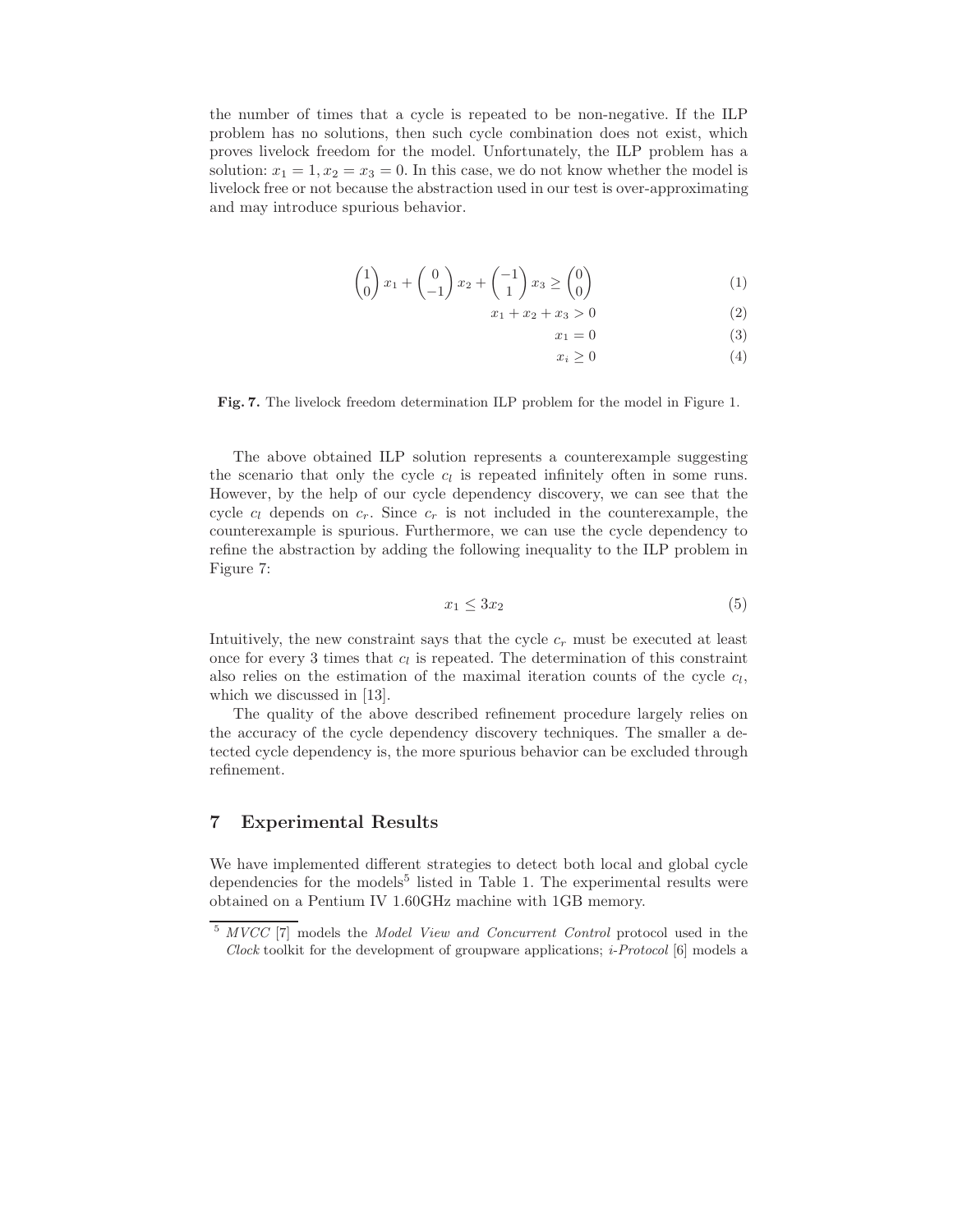the number of times that a cycle is repeated to be non-negative. If the ILP problem has no solutions, then such cycle combination does not exist, which proves livelock freedom for the model. Unfortunately, the ILP problem has a solution: $x_1 = 1, x_2 = x_3 = 0$. In this case, we do not know whether the model is livelock free or not because the abstraction used in our test is over-approximating and may introduce spurious behavior.

$$\begin{pmatrix}1\\0\end{pmatrix} x_1 + \begin{pmatrix}0\\-1\end{pmatrix} x_2 + \begin{pmatrix}-1\\1\end{pmatrix} x_3 \geq \begin{pmatrix}0\\0\end{pmatrix} \tag{1}$$

$$x_1 + x_2 + x_3 > 0 \tag{2}$$

$$x_1 = 0 \tag{3}$$

$$x_i \geq 0 \tag{4}$$

**Fig. 7.** The livelock freedom determination ILP problem for the model in Figure 1.

The above obtained ILP solution represents a counterexample suggesting the scenario that only the cycle $c_l$ is repeated infinitely often in some runs. However, by the help of our cycle dependency discovery, we can see that the cycle $c_l$ depends on $c_r$. Since $c_r$ is not included in the counterexample, the counterexample is spurious. Furthermore, we can use the cycle dependency to refine the abstraction by adding the following inequality to the ILP problem in Figure 7:

$$x_1 \leq 3x_2 \tag{5}$$

Intuitively, the new constraint says that the cycle $c_r$ must be executed at least once for every 3 times that $c_l$ is repeated. The determination of this constraint also relies on the estimation of the maximal iteration counts of the cycle $c_l$, which we discussed in [13].

The quality of the above described refinement procedure largely relies on the accuracy of the cycle dependency discovery techniques. The smaller a detected cycle dependency is, the more spurious behavior can be excluded through refinement.

## 7 Experimental Results

We have implemented different strategies to detect both local and global cycle dependencies for the models[5] listed in Table 1. The experimental results were obtained on a Pentium IV 1.60GHz machine with 1GB memory.

[5] *MVCC* [7] models the *Model View and Concurrent Control* protocol used in the *Clock* toolkit for the development of groupware applications; *i-Protocol* [6] models a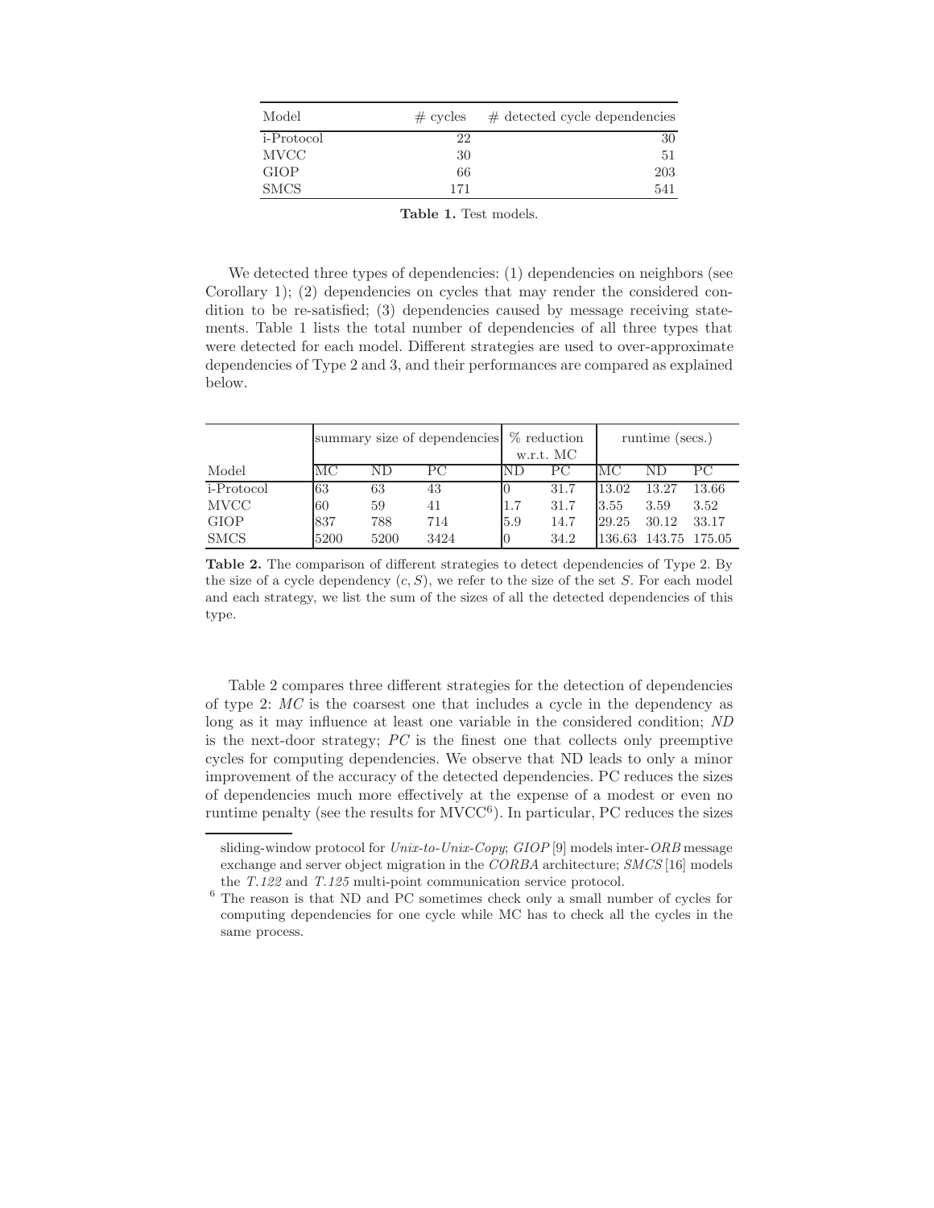| Model | # cycles | # detected cycle dependencies |
|---|---|---|
| i-Protocol | 22 | 30 |
| MVCC | 30 | 51 |
| GIOP | 66 | 203 |
| SMCS | 171 | 541 |

**Table 1.** Test models.

We detected three types of dependencies: (1) dependencies on neighbors (see Corollary 1); (2) dependencies on cycles that may render the considered condition to be re-satisfied; (3) dependencies caused by message receiving statements. Table 1 lists the total number of dependencies of all three types that were detected for each model. Different strategies are used to over-approximate dependencies of Type 2 and 3, and their performances are compared as explained below.

| | summary size of dependencies | | | % reduction w.r.t. MC | | runtime (secs.) | | |
|---|---|---|---|---|---|---|---|---|
| Model | MC | ND | PC | ND | PC | MC | ND | PC |
| i-Protocol | 63 | 63 | 43 | 0 | 31.7 | 13.02 | 13.27 | 13.66 |
| MVCC | 60 | 59 | 41 | 1.7 | 31.7 | 3.55 | 3.59 | 3.52 |
| GIOP | 837 | 788 | 714 | 5.9 | 14.7 | 29.25 | 30.12 | 33.17 |
| SMCS | 5200 | 5200 | 3424 | 0 | 34.2 | 136.63 | 143.75 | 175.05 |

**Table 2.** The comparison of different strategies to detect dependencies of Type 2. By the size of a cycle dependency $(c, S)$, we refer to the size of the set $S$. For each model and each strategy, we list the sum of the sizes of all the detected dependencies of this type.

Table 2 compares three different strategies for the detection of dependencies of type 2: *MC* is the coarsest one that includes a cycle in the dependency as long as it may influence at least one variable in the considered condition; *ND* is the next-door strategy; *PC* is the finest one that collects only preemptive cycles for computing dependencies. We observe that ND leads to only a minor improvement of the accuracy of the detected dependencies. PC reduces the sizes of dependencies much more effectively at the expense of a modest or even no runtime penalty (see the results for MVCC[6]). In particular, PC reduces the sizes

sliding-window protocol for *Unix-to-Unix-Copy*; *GIOP* [9] models inter-*ORB* message exchange and server object migration in the *CORBA* architecture; *SMCS* [16] models the *T.122* and *T.125* multi-point communication service protocol.

[6] The reason is that ND and PC sometimes check only a small number of cycles for computing dependencies for one cycle while MC has to check all the cycles in the same process.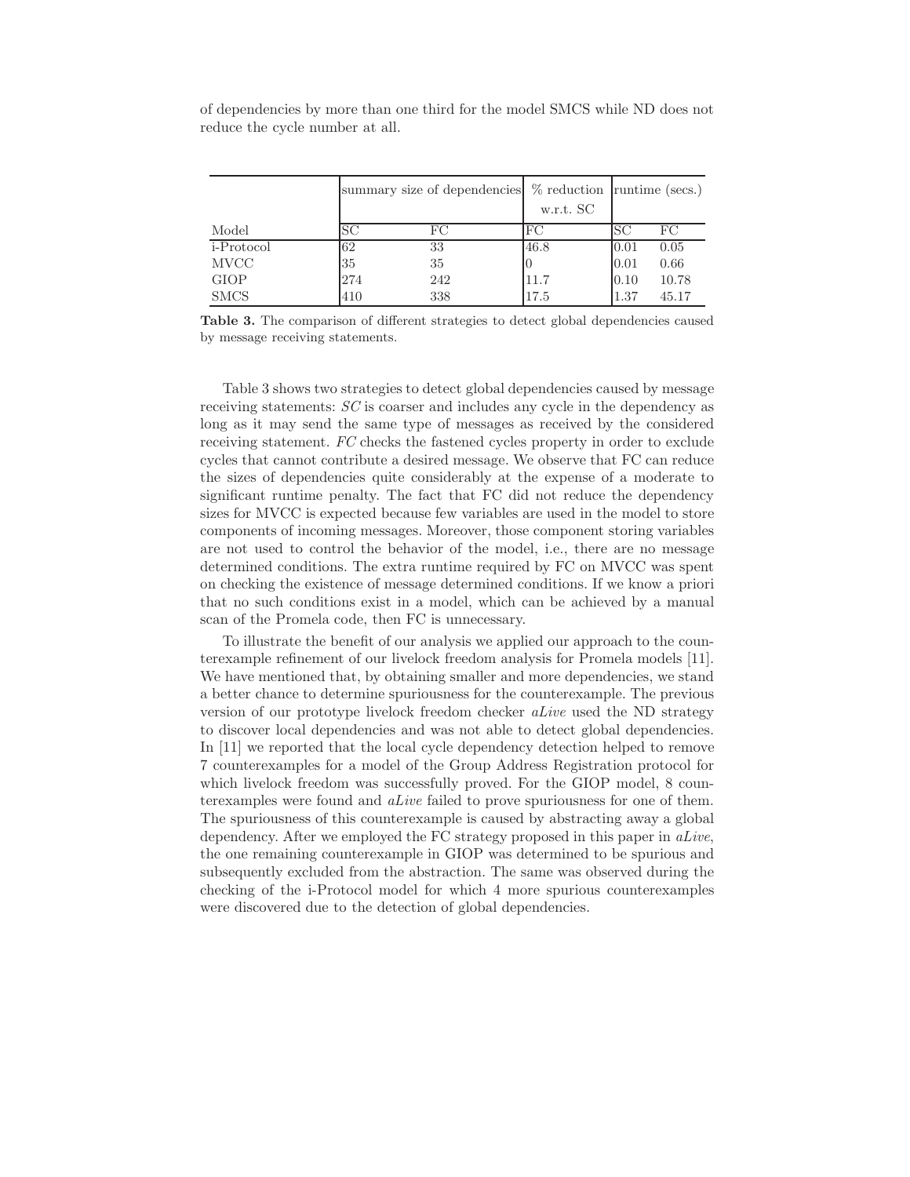of dependencies by more than one third for the model SMCS while ND does not reduce the cycle number at all.

| | summary size of dependencies | | % reduction w.r.t. SC | runtime (secs.) | |
|---|---|---|---|---|---|
| Model | SC | FC | FC | SC | FC |
| i-Protocol | 62 | 33 | 46.8 | 0.01 | 0.05 |
| MVCC | 35 | 35 | 0 | 0.01 | 0.66 |
| GIOP | 274 | 242 | 11.7 | 0.10 | 10.78 |
| SMCS | 410 | 338 | 17.5 | 1.37 | 45.17 |

**Table 3.** The comparison of different strategies to detect global dependencies caused by message receiving statements.

Table 3 shows two strategies to detect global dependencies caused by message receiving statements: *SC* is coarser and includes any cycle in the dependency as long as it may send the same type of messages as received by the considered receiving statement. *FC* checks the fastened cycles property in order to exclude cycles that cannot contribute a desired message. We observe that FC can reduce the sizes of dependencies quite considerably at the expense of a moderate to significant runtime penalty. The fact that FC did not reduce the dependency sizes for MVCC is expected because few variables are used in the model to store components of incoming messages. Moreover, those component storing variables are not used to control the behavior of the model, i.e., there are no message determined conditions. The extra runtime required by FC on MVCC was spent on checking the existence of message determined conditions. If we know a priori that no such conditions exist in a model, which can be achieved by a manual scan of the Promela code, then FC is unnecessary.

To illustrate the benefit of our analysis we applied our approach to the counterexample refinement of our livelock freedom analysis for Promela models [11]. We have mentioned that, by obtaining smaller and more dependencies, we stand a better chance to determine spuriousness for the counterexample. The previous version of our prototype livelock freedom checker *aLive* used the ND strategy to discover local dependencies and was not able to detect global dependencies. In [11] we reported that the local cycle dependency detection helped to remove 7 counterexamples for a model of the Group Address Registration protocol for which livelock freedom was successfully proved. For the GIOP model, 8 counterexamples were found and *aLive* failed to prove spuriousness for one of them. The spuriousness of this counterexample is caused by abstracting away a global dependency. After we employed the FC strategy proposed in this paper in *aLive*, the one remaining counterexample in GIOP was determined to be spurious and subsequently excluded from the abstraction. The same was observed during the checking of the i-Protocol model for which 4 more spurious counterexamples were discovered due to the detection of global dependencies.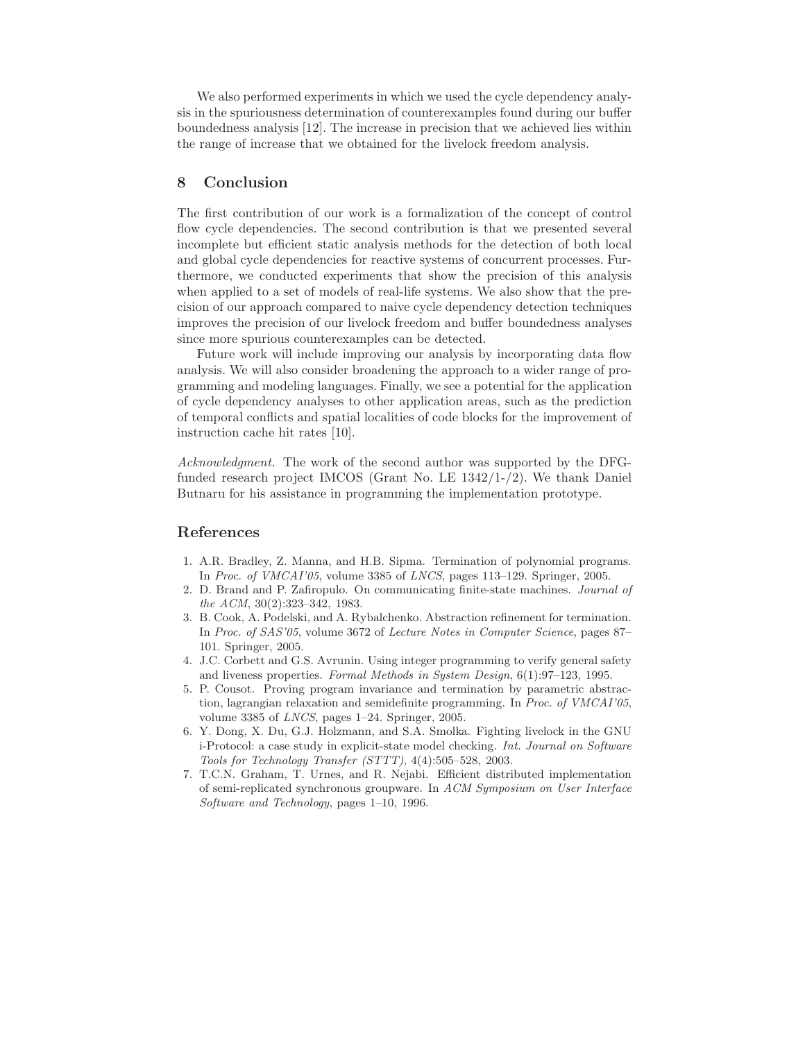We also performed experiments in which we used the cycle dependency analysis in the spuriousness determination of counterexamples found during our buffer boundedness analysis [12]. The increase in precision that we achieved lies within the range of increase that we obtained for the livelock freedom analysis.

## 8 Conclusion

The first contribution of our work is a formalization of the concept of control flow cycle dependencies. The second contribution is that we presented several incomplete but efficient static analysis methods for the detection of both local and global cycle dependencies for reactive systems of concurrent processes. Furthermore, we conducted experiments that show the precision of this analysis when applied to a set of models of real-life systems. We also show that the precision of our approach compared to naive cycle dependency detection techniques improves the precision of our livelock freedom and buffer boundedness analyses since more spurious counterexamples can be detected.

Future work will include improving our analysis by incorporating data flow analysis. We will also consider broadening the approach to a wider range of programming and modeling languages. Finally, we see a potential for the application of cycle dependency analyses to other application areas, such as the prediction of temporal conflicts and spatial localities of code blocks for the improvement of instruction cache hit rates [10].

*Acknowledgment.* The work of the second author was supported by the DFG-funded research project IMCOS (Grant No. LE 1342/1-/2). We thank Daniel Butnaru for his assistance in programming the implementation prototype.

## References

1. A.R. Bradley, Z. Manna, and H.B. Sipma. Termination of polynomial programs. In *Proc. of VMCAI'05*, volume 3385 of *LNCS*, pages 113–129. Springer, 2005.
2. D. Brand and P. Zafiropulo. On communicating finite-state machines. *Journal of the ACM*, 30(2):323–342, 1983.
3. B. Cook, A. Podelski, and A. Rybalchenko. Abstraction refinement for termination. In *Proc. of SAS'05*, volume 3672 of *Lecture Notes in Computer Science*, pages 87–101. Springer, 2005.
4. J.C. Corbett and G.S. Avrunin. Using integer programming to verify general safety and liveness properties. *Formal Methods in System Design*, 6(1):97–123, 1995.
5. P. Cousot. Proving program invariance and termination by parametric abstraction, lagrangian relaxation and semidefinite programming. In *Proc. of VMCAI'05*, volume 3385 of *LNCS*, pages 1–24. Springer, 2005.
6. Y. Dong, X. Du, G.J. Holzmann, and S.A. Smolka. Fighting livelock in the GNU i-Protocol: a case study in explicit-state model checking. *Int. Journal on Software Tools for Technology Transfer (STTT)*, 4(4):505–528, 2003.
7. T.C.N. Graham, T. Urnes, and R. Nejabi. Efficient distributed implementation of semi-replicated synchronous groupware. In *ACM Symposium on User Interface Software and Technology*, pages 1–10, 1996.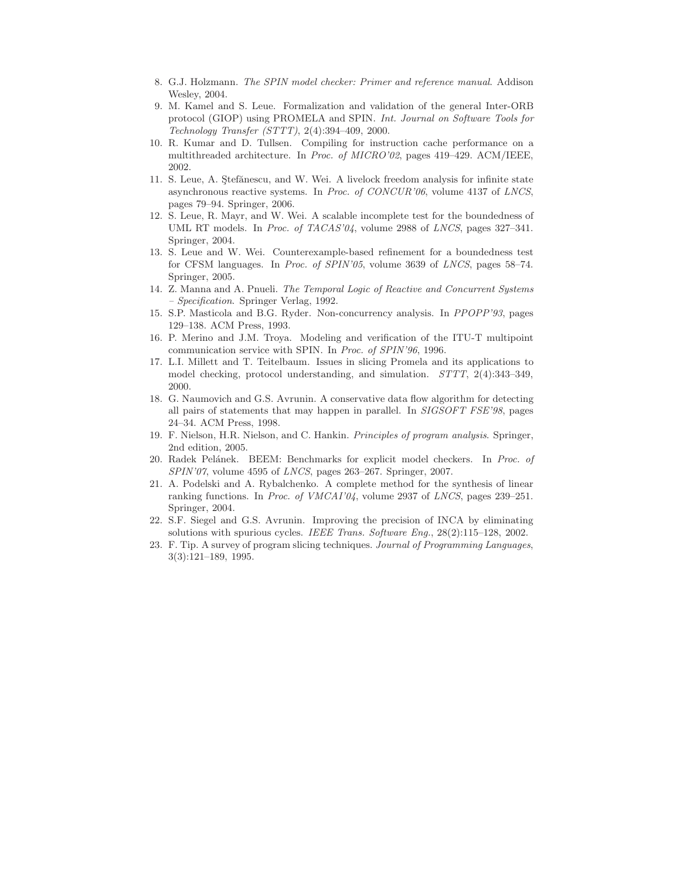8. G.J. Holzmann. *The SPIN model checker: Primer and reference manual*. Addison Wesley, 2004.
9. M. Kamel and S. Leue. Formalization and validation of the general Inter-ORB protocol (GIOP) using PROMELA and SPIN. *Int. Journal on Software Tools for Technology Transfer (STTT)*, 2(4):394–409, 2000.
10. R. Kumar and D. Tullsen. Compiling for instruction cache performance on a multithreaded architecture. In *Proc. of MICRO'02*, pages 419–429. ACM/IEEE, 2002.
11. S. Leue, A. Ştefănescu, and W. Wei. A livelock freedom analysis for infinite state asynchronous reactive systems. In *Proc. of CONCUR'06*, volume 4137 of *LNCS*, pages 79–94. Springer, 2006.
12. S. Leue, R. Mayr, and W. Wei. A scalable incomplete test for the boundedness of UML RT models. In *Proc. of TACAS'04*, volume 2988 of *LNCS*, pages 327–341. Springer, 2004.
13. S. Leue and W. Wei. Counterexample-based refinement for a boundedness test for CFSM languages. In *Proc. of SPIN'05*, volume 3639 of *LNCS*, pages 58–74. Springer, 2005.
14. Z. Manna and A. Pnueli. *The Temporal Logic of Reactive and Concurrent Systems – Specification*. Springer Verlag, 1992.
15. S.P. Masticola and B.G. Ryder. Non-concurrency analysis. In *PPOPP'93*, pages 129–138. ACM Press, 1993.
16. P. Merino and J.M. Troya. Modeling and verification of the ITU-T multipoint communication service with SPIN. In *Proc. of SPIN'96*, 1996.
17. L.I. Millett and T. Teitelbaum. Issues in slicing Promela and its applications to model checking, protocol understanding, and simulation. *STTT*, 2(4):343–349, 2000.
18. G. Naumovich and G.S. Avrunin. A conservative data flow algorithm for detecting all pairs of statements that may happen in parallel. In *SIGSOFT FSE'98*, pages 24–34. ACM Press, 1998.
19. F. Nielson, H.R. Nielson, and C. Hankin. *Principles of program analysis*. Springer, 2nd edition, 2005.
20. Radek Pelánek. BEEM: Benchmarks for explicit model checkers. In *Proc. of SPIN'07*, volume 4595 of *LNCS*, pages 263–267. Springer, 2007.
21. A. Podelski and A. Rybalchenko. A complete method for the synthesis of linear ranking functions. In *Proc. of VMCAI'04*, volume 2937 of *LNCS*, pages 239–251. Springer, 2004.
22. S.F. Siegel and G.S. Avrunin. Improving the precision of INCA by eliminating solutions with spurious cycles. *IEEE Trans. Software Eng.*, 28(2):115–128, 2002.
23. F. Tip. A survey of program slicing techniques. *Journal of Programming Languages*, 3(3):121–189, 1995.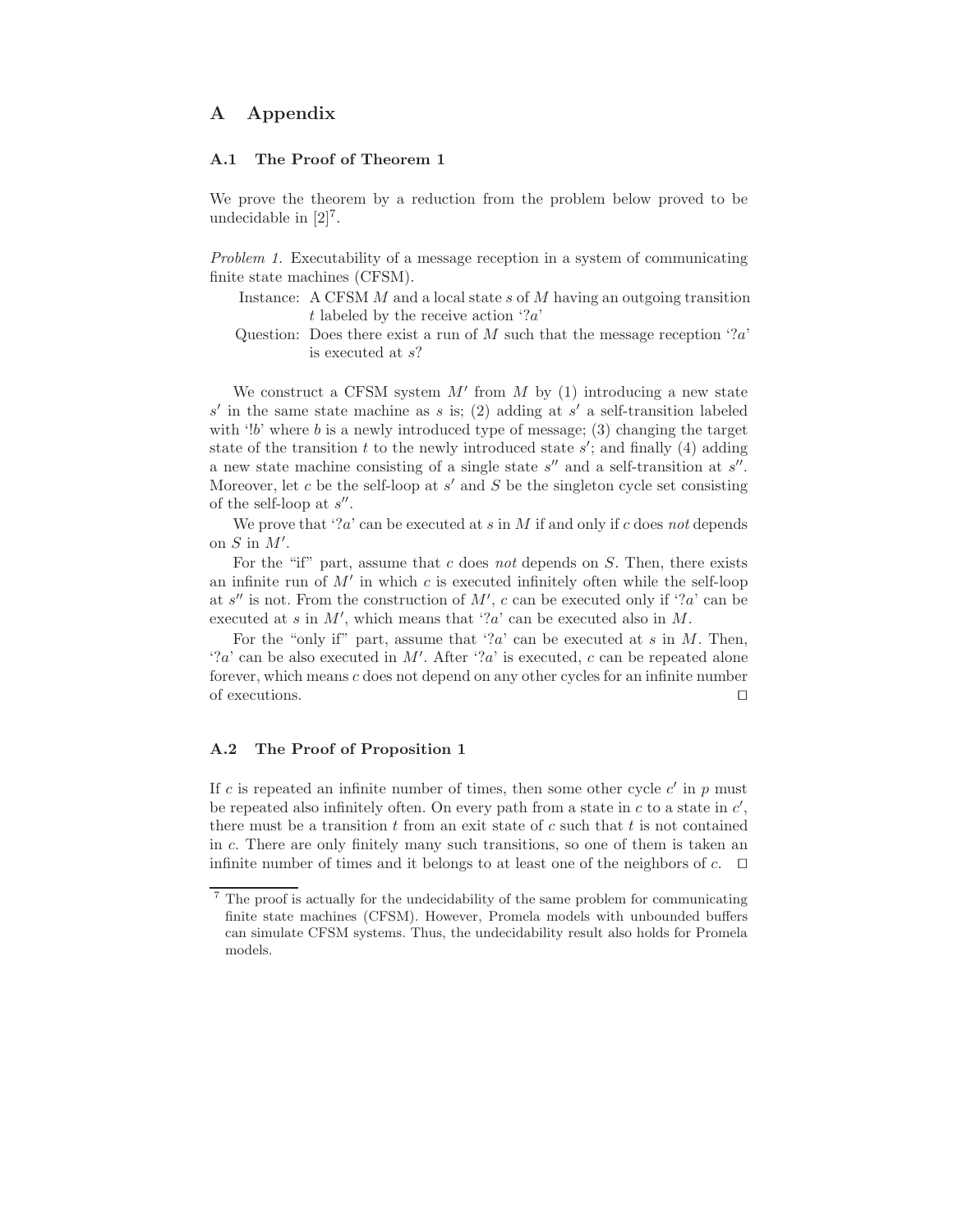# A Appendix

## A.1 The Proof of Theorem 1

We prove the theorem by a reduction from the problem below proved to be undecidable in [2][7].

*Problem 1.* Executability of a message reception in a system of communicating finite state machines (CFSM).

- Instance: A CFSM $M$ and a local state $s$ of $M$ having an outgoing transition $t$ labeled by the receive action '$?a$'
- Question: Does there exist a run of $M$ such that the message reception '$?a$' is executed at $s$?

We construct a CFSM system $M'$ from $M$ by (1) introducing a new state $s'$ in the same state machine as $s$ is; (2) adding at $s'$ a self-transition labeled with '$!b$' where $b$ is a newly introduced type of message; (3) changing the target state of the transition $t$ to the newly introduced state $s'$; and finally (4) adding a new state machine consisting of a single state $s''$ and a self-transition at $s''$. Moreover, let $c$ be the self-loop at $s'$ and $S$ be the singleton cycle set consisting of the self-loop at $s''$.

We prove that '$?a$' can be executed at $s$ in $M$ if and only if $c$ does *not* depends on $S$ in $M'$.

For the "if" part, assume that $c$ does *not* depends on $S$. Then, there exists an infinite run of $M'$ in which $c$ is executed infinitely often while the self-loop at $s''$ is not. From the construction of $M'$, $c$ can be executed only if '$?a$' can be executed at $s$ in $M'$, which means that '$?a$' can be executed also in $M$.

For the "only if" part, assume that '$?a$' can be executed at $s$ in $M$. Then, '$?a$' can be also executed in $M'$. After '$?a$' is executed, $c$ can be repeated alone forever, which means $c$ does not depend on any other cycles for an infinite number of executions. □

## A.2 The Proof of Proposition 1

If $c$ is repeated an infinite number of times, then some other cycle $c'$ in $p$ must be repeated also infinitely often. On every path from a state in $c$ to a state in $c'$, there must be a transition $t$ from an exit state of $c$ such that $t$ is not contained in $c$. There are only finitely many such transitions, so one of them is taken an infinite number of times and it belongs to at least one of the neighbors of $c$. □

---

[7] The proof is actually for the undecidability of the same problem for communicating finite state machines (CFSM). However, Promela models with unbounded buffers can simulate CFSM systems. Thus, the undecidability result also holds for Promela models.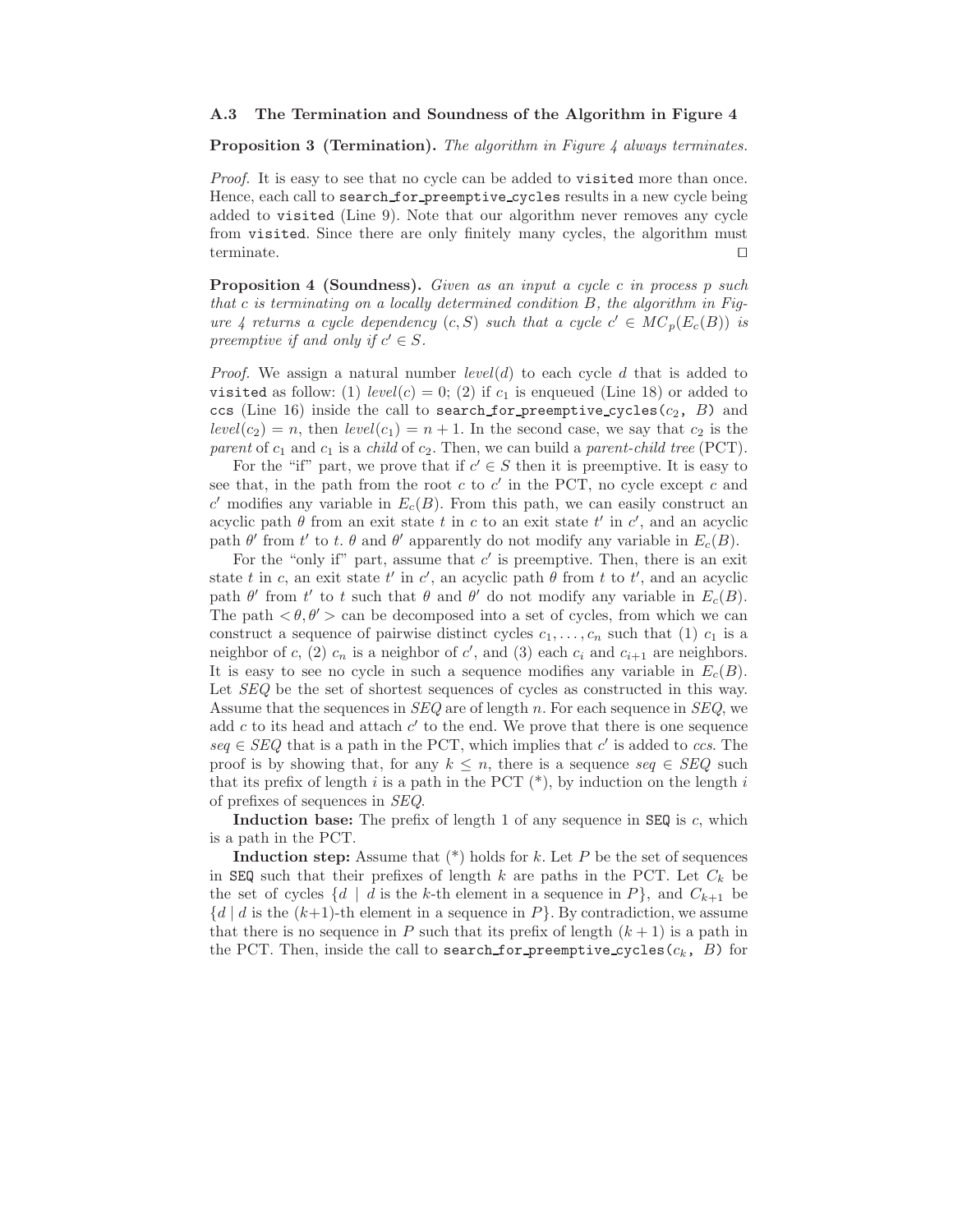### A.3 The Termination and Soundness of the Algorithm in Figure 4

**Proposition 3 (Termination).** *The algorithm in Figure 4 always terminates.*

*Proof.* It is easy to see that no cycle can be added to `visited` more than once. Hence, each call to `search_for_preemptive_cycles` results in a new cycle being added to `visited` (Line 9). Note that our algorithm never removes any cycle from `visited`. Since there are only finitely many cycles, the algorithm must terminate. ☐

**Proposition 4 (Soundness).** *Given as an input a cycle $c$ in process $p$ such that $c$ is terminating on a locally determined condition $B$, the algorithm in Figure 4 returns a cycle dependency $(c, S)$ such that a cycle $c' \in MC_p(E_c(B))$ is preemptive if and only if $c' \in S$.*

*Proof.* We assign a natural number $level(d)$ to each cycle $d$ that is added to `visited` as follow: (1) $level(c) = 0$; (2) if $c_1$ is enqueued (Line 18) or added to `ccs` (Line 16) inside the call to `search_for_preemptive_cycles(`$c_2$`, `$B$`)` and $level(c_2) = n$, then $level(c_1) = n + 1$. In the second case, we say that $c_2$ is the *parent* of $c_1$ and $c_1$ is a *child* of $c_2$. Then, we can build a *parent-child tree* (PCT).

For the "if" part, we prove that if $c' \in S$ then it is preemptive. It is easy to see that, in the path from the root $c$ to $c'$ in the PCT, no cycle except $c$ and $c'$ modifies any variable in $E_c(B)$. From this path, we can easily construct an acyclic path $\theta$ from an exit state $t$ in $c$ to an exit state $t'$ in $c'$, and an acyclic path $\theta'$ from $t'$ to $t$. $\theta$ and $\theta'$ apparently do not modify any variable in $E_c(B)$.

For the "only if" part, assume that $c'$ is preemptive. Then, there is an exit state $t$ in $c$, an exit state $t'$ in $c'$, an acyclic path $\theta$ from $t$ to $t'$, and an acyclic path $\theta'$ from $t'$ to $t$ such that $\theta$ and $\theta'$ do not modify any variable in $E_c(B)$. The path $< \theta, \theta' >$ can be decomposed into a set of cycles, from which we can construct a sequence of pairwise distinct cycles $c_1, \ldots, c_n$ such that (1) $c_1$ is a neighbor of $c$, (2) $c_n$ is a neighbor of $c'$, and (3) each $c_i$ and $c_{i+1}$ are neighbors. It is easy to see no cycle in such a sequence modifies any variable in $E_c(B)$. Let *SEQ* be the set of shortest sequences of cycles as constructed in this way. Assume that the sequences in *SEQ* are of length $n$. For each sequence in *SEQ*, we add $c$ to its head and attach $c'$ to the end. We prove that there is one sequence $seq \in SEQ$ that is a path in the PCT, which implies that $c'$ is added to *ccs*. The proof is by showing that, for any $k \leq n$, there is a sequence $seq \in SEQ$ such that its prefix of length $i$ is a path in the PCT (\*), by induction on the length $i$ of prefixes of sequences in *SEQ*.

**Induction base:** The prefix of length 1 of any sequence in `SEQ` is $c$, which is a path in the PCT.

**Induction step:** Assume that (\*) holds for $k$. Let $P$ be the set of sequences in `SEQ` such that their prefixes of length $k$ are paths in the PCT. Let $C_k$ be the set of cycles $\{d \mid d \text{ is the } k\text{-th element in a sequence in } P\}$, and $C_{k+1}$ be $\{d \mid d \text{ is the } (k{+}1)\text{-th element in a sequence in } P\}$. By contradiction, we assume that there is no sequence in $P$ such that its prefix of length $(k + 1)$ is a path in the PCT. Then, inside the call to `search_for_preemptive_cycles(`$c_k$`, `$B$`)` for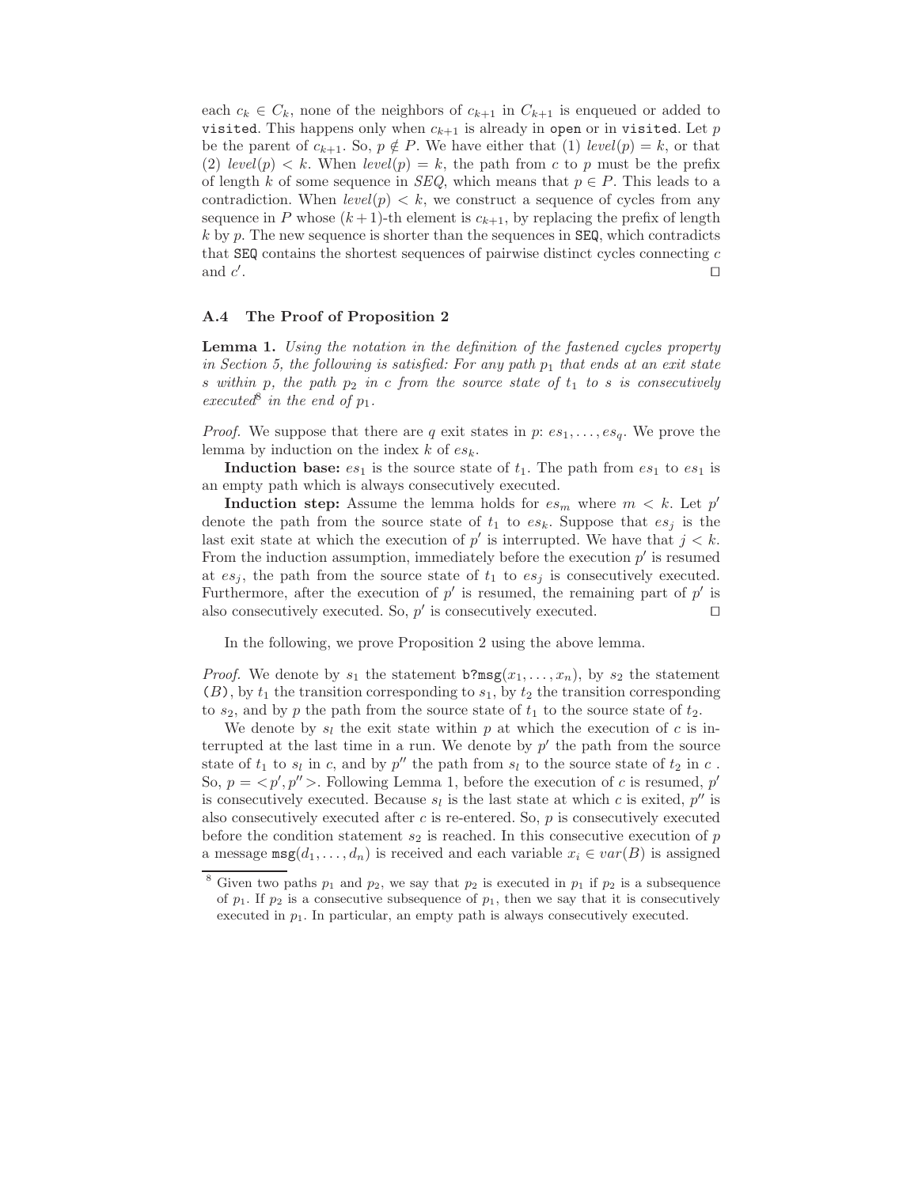each $c_k \in C_k$, none of the neighbors of $c_{k+1}$ in $C_{k+1}$ is enqueued or added to `visited`. This happens only when $c_{k+1}$ is already in `open` or in `visited`. Let $p$ be the parent of $c_{k+1}$. So, $p \notin P$. We have either that (1) $level(p) = k$, or that (2) $level(p) < k$. When $level(p) = k$, the path from $c$ to $p$ must be the prefix of length $k$ of some sequence in $SEQ$, which means that $p \in P$. This leads to a contradiction. When $level(p) < k$, we construct a sequence of cycles from any sequence in $P$ whose $(k+1)$-th element is $c_{k+1}$, by replacing the prefix of length $k$ by $p$. The new sequence is shorter than the sequences in `SEQ`, which contradicts that `SEQ` contains the shortest sequences of pairwise distinct cycles connecting $c$ and $c'$. □

### A.4 The Proof of Proposition 2

**Lemma 1.** *Using the notation in the definition of the fastened cycles property in Section 5, the following is satisfied: For any path $p_1$ that ends at an exit state $s$ within $p$, the path $p_2$ in $c$ from the source state of $t_1$ to $s$ is consecutively executed*[8] *in the end of $p_1$.*

*Proof.* We suppose that there are $q$ exit states in $p$: $es_1, \ldots, es_q$. We prove the lemma by induction on the index $k$ of $es_k$.

**Induction base:** $es_1$ is the source state of $t_1$. The path from $es_1$ to $es_1$ is an empty path which is always consecutively executed.

**Induction step:** Assume the lemma holds for $es_m$ where $m < k$. Let $p'$ denote the path from the source state of $t_1$ to $es_k$. Suppose that $es_j$ is the last exit state at which the execution of $p'$ is interrupted. We have that $j < k$. From the induction assumption, immediately before the execution $p'$ is resumed at $es_j$, the path from the source state of $t_1$ to $es_j$ is consecutively executed. Furthermore, after the execution of $p'$ is resumed, the remaining part of $p'$ is also consecutively executed. So, $p'$ is consecutively executed. □

In the following, we prove Proposition 2 using the above lemma.

*Proof.* We denote by $s_1$ the statement `b?msg`$(x_1, \ldots, x_n)$, by $s_2$ the statement `(`$B$`)`, by $t_1$ the transition corresponding to $s_1$, by $t_2$ the transition corresponding to $s_2$, and by $p$ the path from the source state of $t_1$ to the source state of $t_2$.

We denote by $s_l$ the exit state within $p$ at which the execution of $c$ is interrupted at the last time in a run. We denote by $p'$ the path from the source state of $t_1$ to $s_l$ in $c$, and by $p''$ the path from $s_l$ to the source state of $t_2$ in $c$ . So, $p = <p', p''>$. Following Lemma 1, before the execution of $c$ is resumed, $p'$ is consecutively executed. Because $s_l$ is the last state at which $c$ is exited, $p''$ is also consecutively executed after $c$ is re-entered. So, $p$ is consecutively executed before the condition statement $s_2$ is reached. In this consecutive execution of $p$ a message `msg`$(d_1, \ldots, d_n)$ is received and each variable $x_i \in var(B)$ is assigned

[8] Given two paths $p_1$ and $p_2$, we say that $p_2$ is executed in $p_1$ if $p_2$ is a subsequence of $p_1$. If $p_2$ is a consecutive subsequence of $p_1$, then we say that it is consecutively executed in $p_1$. In particular, an empty path is always consecutively executed.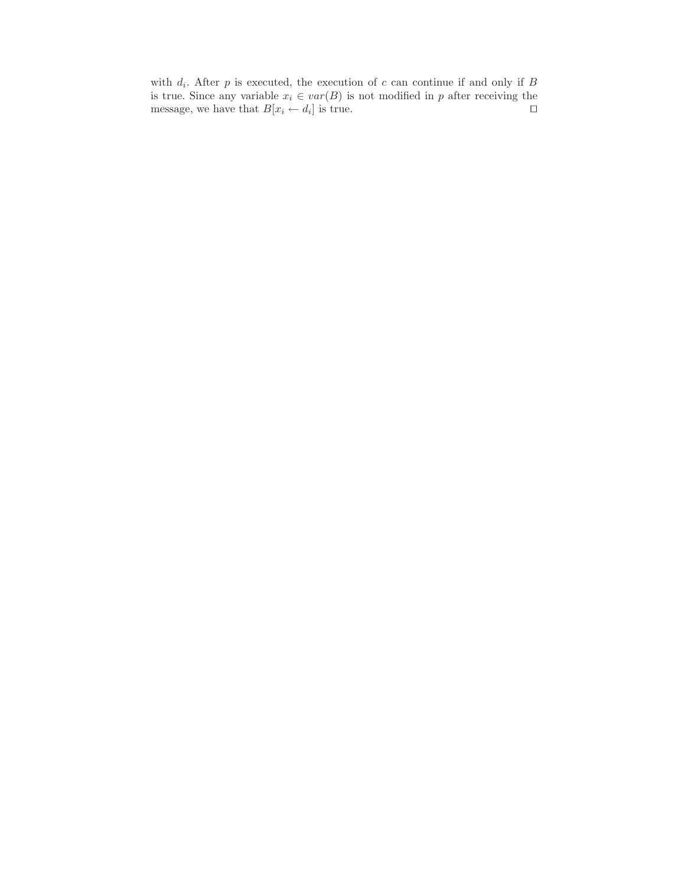with $d_i$. After $p$ is executed, the execution of $c$ can continue if and only if $B$ is true. Since any variable $x_i \in var(B)$ is not modified in $p$ after receiving the message, we have that $B[x_i \leftarrow d_i]$ is true. □